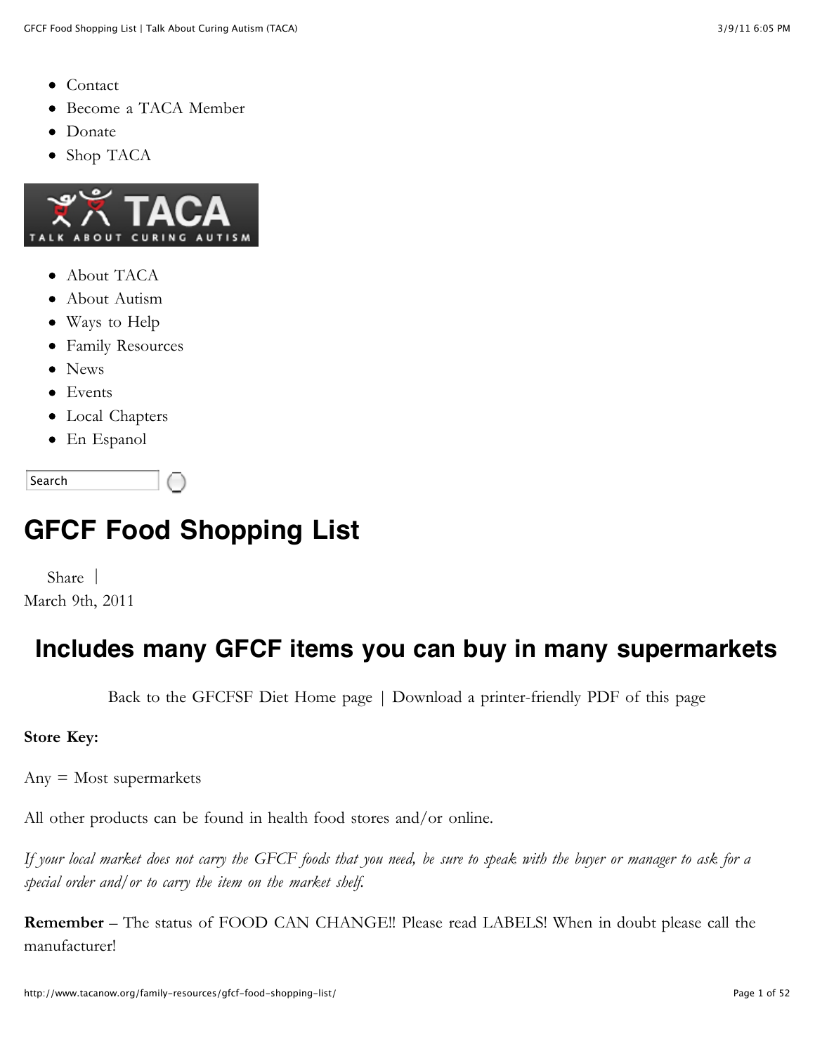- Contact
- Become a TACA Member
- Donate
- Shop TACA

- About TACA
- About Autism
- Ways to Help
- Family Resources
- News
- Events
- Local Chapters
- En Espanol

Search

# GFCF Food Shopping List

Share |
March 9th, 2011

## Includes many GFCF items you can buy in many supermarkets

Back to the GFCFSF Diet Home page | Download a printer-friendly PDF of this page

**Store Key:**

Any = Most supermarkets

All other products can be found in health food stores and/or online.

*If your local market does not carry the GFCF foods that you need, be sure to speak with the buyer or manager to ask for a special order and/or to carry the item on the market shelf.*

**Remember** – The status of FOOD CAN CHANGE!! Please read LABELS! When in doubt please call the manufacturer!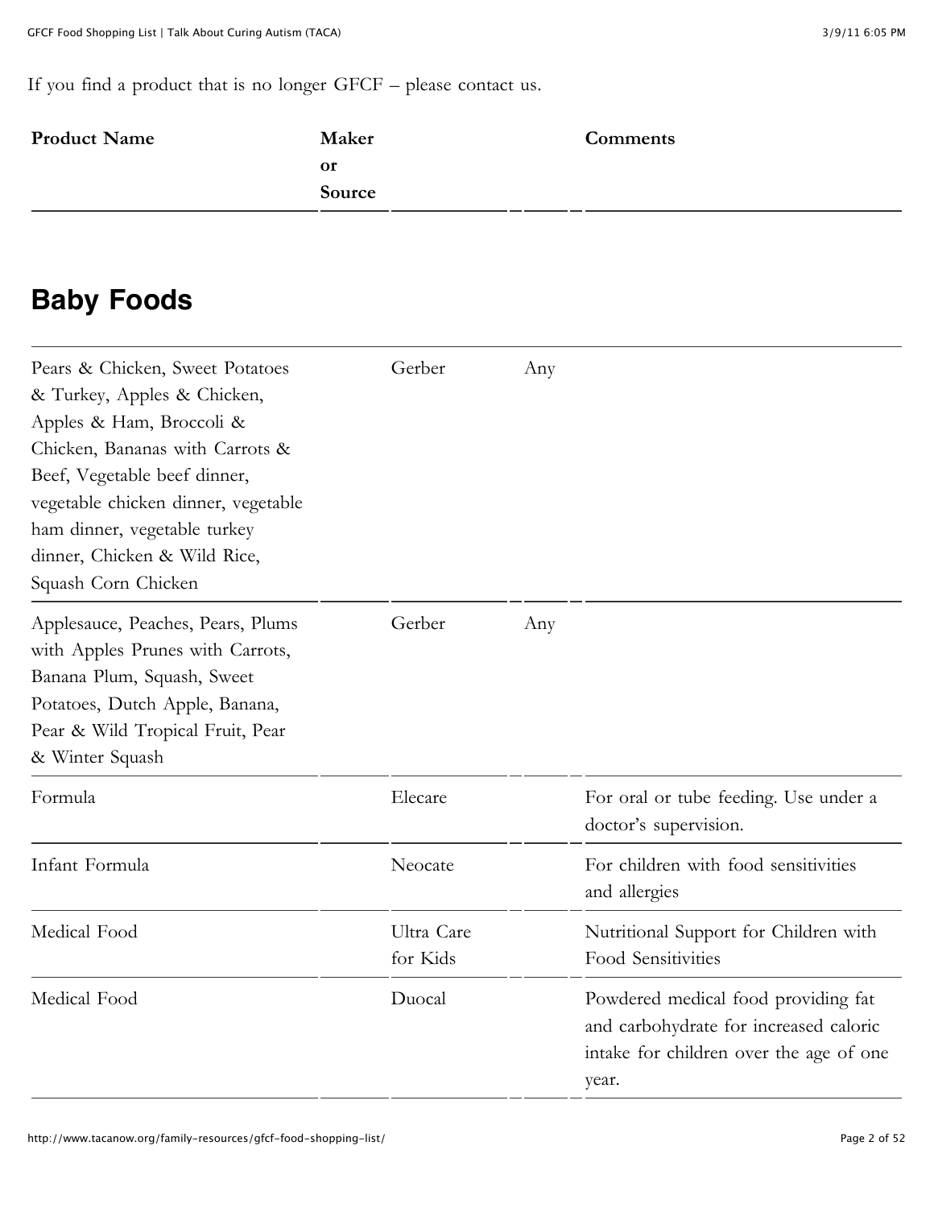If you find a product that is no longer GFCF – please contact us.

| Product Name | Maker or Source | | Comments |
|---|---|---|---|

## Baby Foods

| Product Name | Maker or Source | | Comments |
|---|---|---|---|
| Pears & Chicken, Sweet Potatoes & Turkey, Apples & Chicken, Apples & Ham, Broccoli & Chicken, Bananas with Carrots & Beef, Vegetable beef dinner, vegetable chicken dinner, vegetable ham dinner, vegetable turkey dinner, Chicken & Wild Rice, Squash Corn Chicken | Gerber | Any | |
| Applesauce, Peaches, Pears, Plums with Apples Prunes with Carrots, Banana Plum, Squash, Sweet Potatoes, Dutch Apple, Banana, Pear & Wild Tropical Fruit, Pear & Winter Squash | Gerber | Any | |
| Formula | Elecare | | For oral or tube feeding. Use under a doctor's supervision. |
| Infant Formula | Neocate | | For children with food sensitivities and allergies |
| Medical Food | Ultra Care for Kids | | Nutritional Support for Children with Food Sensitivities |
| Medical Food | Duocal | | Powdered medical food providing fat and carbohydrate for increased caloric intake for children over the age of one year. |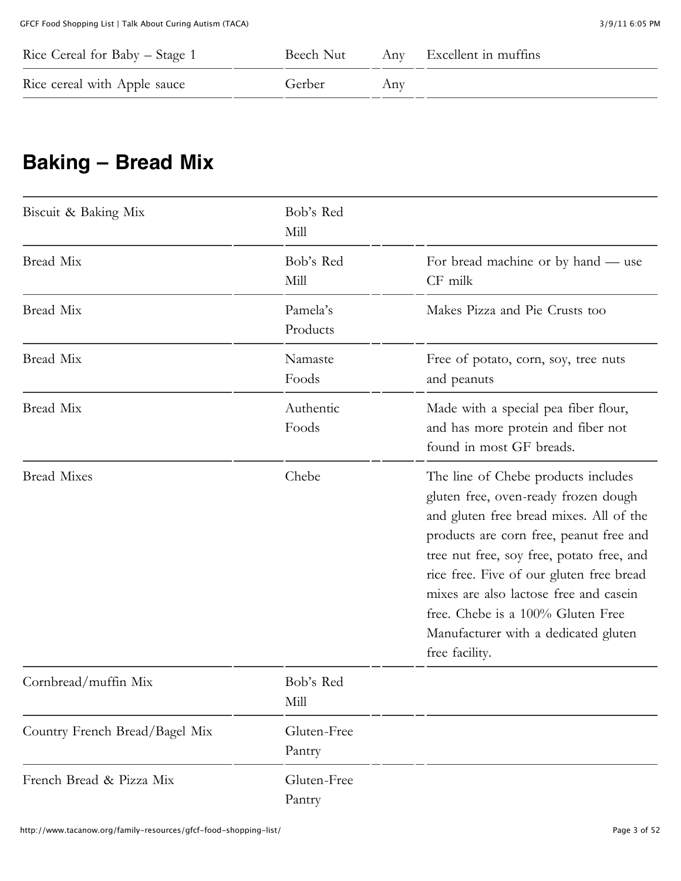| | | | |
|---|---|---|---|
| Rice Cereal for Baby – Stage 1 | Beech Nut | Any | Excellent in muffins |
| Rice cereal with Apple sauce | Gerber | Any | |

## Baking – Bread Mix

| | | | |
|---|---|---|---|
| Biscuit & Baking Mix | Bob's Red Mill | | |
| Bread Mix | Bob's Red Mill | | For bread machine or by hand — use CF milk |
| Bread Mix | Pamela's Products | | Makes Pizza and Pie Crusts too |
| Bread Mix | Namaste Foods | | Free of potato, corn, soy, tree nuts and peanuts |
| Bread Mix | Authentic Foods | | Made with a special pea fiber flour, and has more protein and fiber not found in most GF breads. |
| Bread Mixes | Chebe | | The line of Chebe products includes gluten free, oven-ready frozen dough and gluten free bread mixes. All of the products are corn free, peanut free and tree nut free, soy free, potato free, and rice free. Five of our gluten free bread mixes are also lactose free and casein free. Chebe is a 100% Gluten Free Manufacturer with a dedicated gluten free facility. |
| Cornbread/muffin Mix | Bob's Red Mill | | |
| Country French Bread/Bagel Mix | Gluten-Free Pantry | | |
| French Bread & Pizza Mix | Gluten-Free Pantry | | |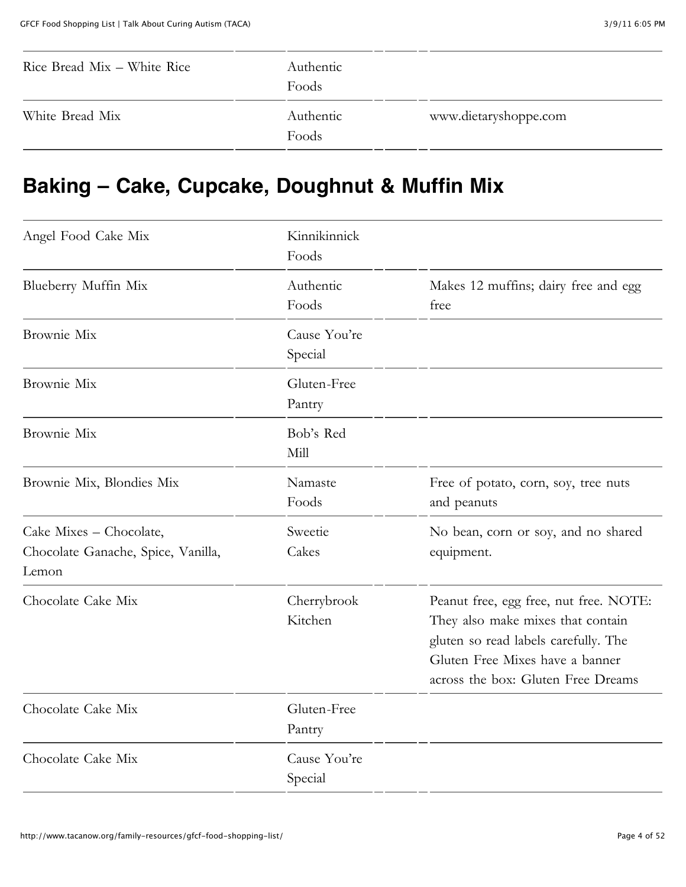| | | |
|---|---|---|
| Rice Bread Mix – White Rice | Authentic Foods | |
| White Bread Mix | Authentic Foods | www.dietaryshoppe.com |

## Baking – Cake, Cupcake, Doughnut & Muffin Mix

| | | |
|---|---|---|
| Angel Food Cake Mix | Kinnikinnick Foods | |
| Blueberry Muffin Mix | Authentic Foods | Makes 12 muffins; dairy free and egg free |
| Brownie Mix | Cause You're Special | |
| Brownie Mix | Gluten-Free Pantry | |
| Brownie Mix | Bob's Red Mill | |
| Brownie Mix, Blondies Mix | Namaste Foods | Free of potato, corn, soy, tree nuts and peanuts |
| Cake Mixes – Chocolate, Chocolate Ganache, Spice, Vanilla, Lemon | Sweetie Cakes | No bean, corn or soy, and no shared equipment. |
| Chocolate Cake Mix | Cherrybrook Kitchen | Peanut free, egg free, nut free. NOTE: They also make mixes that contain gluten so read labels carefully. The Gluten Free Mixes have a banner across the box: Gluten Free Dreams |
| Chocolate Cake Mix | Gluten-Free Pantry | |
| Chocolate Cake Mix | Cause You're Special | |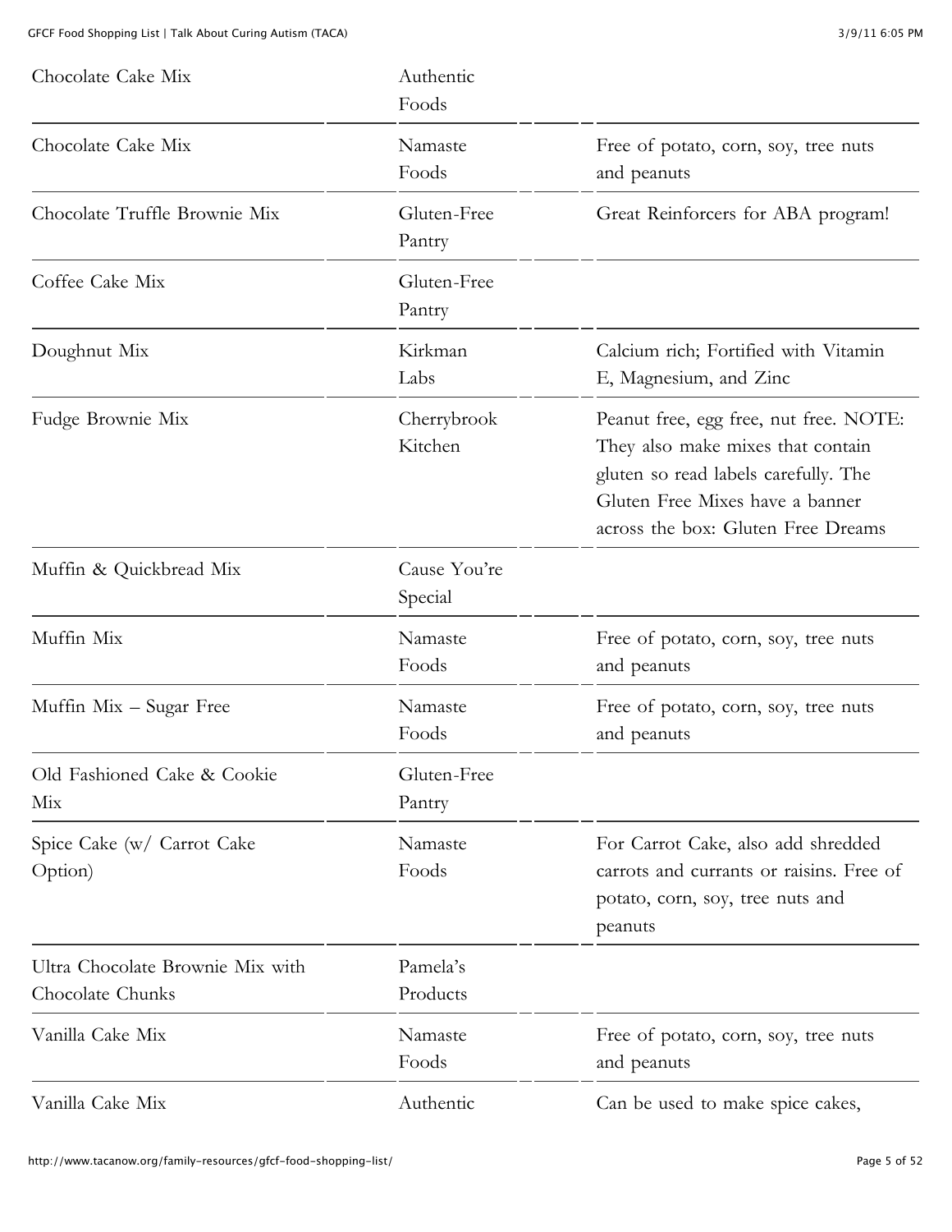| | | |
|---|---|---|
| Chocolate Cake Mix | Authentic Foods | |
| Chocolate Cake Mix | Namaste Foods | Free of potato, corn, soy, tree nuts and peanuts |
| Chocolate Truffle Brownie Mix | Gluten-Free Pantry | Great Reinforcers for ABA program! |
| Coffee Cake Mix | Gluten-Free Pantry | |
| Doughnut Mix | Kirkman Labs | Calcium rich; Fortified with Vitamin E, Magnesium, and Zinc |
| Fudge Brownie Mix | Cherrybrook Kitchen | Peanut free, egg free, nut free. NOTE: They also make mixes that contain gluten so read labels carefully. The Gluten Free Mixes have a banner across the box: Gluten Free Dreams |
| Muffin & Quickbread Mix | Cause You're Special | |
| Muffin Mix | Namaste Foods | Free of potato, corn, soy, tree nuts and peanuts |
| Muffin Mix – Sugar Free | Namaste Foods | Free of potato, corn, soy, tree nuts and peanuts |
| Old Fashioned Cake & Cookie Mix | Gluten-Free Pantry | |
| Spice Cake (w/ Carrot Cake Option) | Namaste Foods | For Carrot Cake, also add shredded carrots and currants or raisins. Free of potato, corn, soy, tree nuts and peanuts |
| Ultra Chocolate Brownie Mix with Chocolate Chunks | Pamela's Products | |
| Vanilla Cake Mix | Namaste Foods | Free of potato, corn, soy, tree nuts and peanuts |
| Vanilla Cake Mix | Authentic | Can be used to make spice cakes, |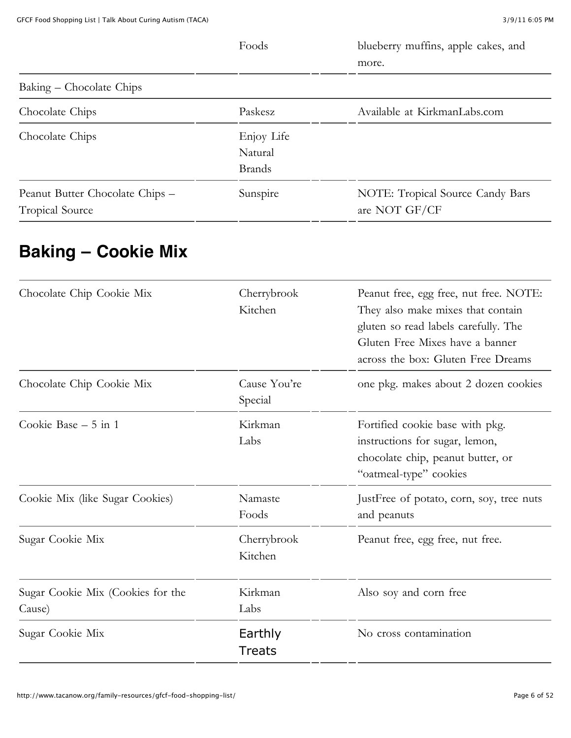| | | |
|---|---|---|
| | Foods | blueberry muffins, apple cakes, and more. |
| Baking – Chocolate Chips | | |
| Chocolate Chips | Paskesz | Available at KirkmanLabs.com |
| Chocolate Chips | Enjoy Life Natural Brands | |
| Peanut Butter Chocolate Chips – Tropical Source | Sunspire | NOTE: Tropical Source Candy Bars are NOT GF/CF |

## Baking – Cookie Mix

| | | |
|---|---|---|
| Chocolate Chip Cookie Mix | Cherrybrook Kitchen | Peanut free, egg free, nut free. NOTE: They also make mixes that contain gluten so read labels carefully. The Gluten Free Mixes have a banner across the box: Gluten Free Dreams |
| Chocolate Chip Cookie Mix | Cause You're Special | one pkg. makes about 2 dozen cookies |
| Cookie Base – 5 in 1 | Kirkman Labs | Fortified cookie base with pkg. instructions for sugar, lemon, chocolate chip, peanut butter, or "oatmeal-type" cookies |
| Cookie Mix (like Sugar Cookies) | Namaste Foods | JustFree of potato, corn, soy, tree nuts and peanuts |
| Sugar Cookie Mix | Cherrybrook Kitchen | Peanut free, egg free, nut free. |
| Sugar Cookie Mix (Cookies for the Cause) | Kirkman Labs | Also soy and corn free |
| Sugar Cookie Mix | Earthly Treats | No cross contamination |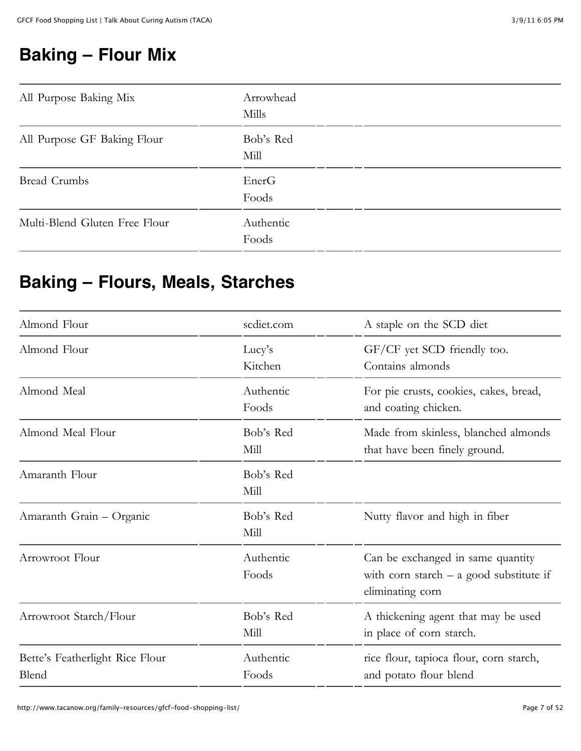## Baking – Flour Mix

| | | |
|---|---|---|
| All Purpose Baking Mix | Arrowhead Mills | |
| All Purpose GF Baking Flour | Bob's Red Mill | |
| Bread Crumbs | EnerG Foods | |
| Multi-Blend Gluten Free Flour | Authentic Foods | |

## Baking – Flours, Meals, Starches

| | | |
|---|---|---|
| Almond Flour | scdiet.com | A staple on the SCD diet |
| Almond Flour | Lucy's Kitchen | GF/CF yet SCD friendly too. Contains almonds |
| Almond Meal | Authentic Foods | For pie crusts, cookies, cakes, bread, and coating chicken. |
| Almond Meal Flour | Bob's Red Mill | Made from skinless, blanched almonds that have been finely ground. |
| Amaranth Flour | Bob's Red Mill | |
| Amaranth Grain – Organic | Bob's Red Mill | Nutty flavor and high in fiber |
| Arrowroot Flour | Authentic Foods | Can be exchanged in same quantity with corn starch – a good substitute if eliminating corn |
| Arrowroot Starch/Flour | Bob's Red Mill | A thickening agent that may be used in place of corn starch. |
| Bette's Featherlight Rice Flour Blend | Authentic Foods | rice flour, tapioca flour, corn starch, and potato flour blend |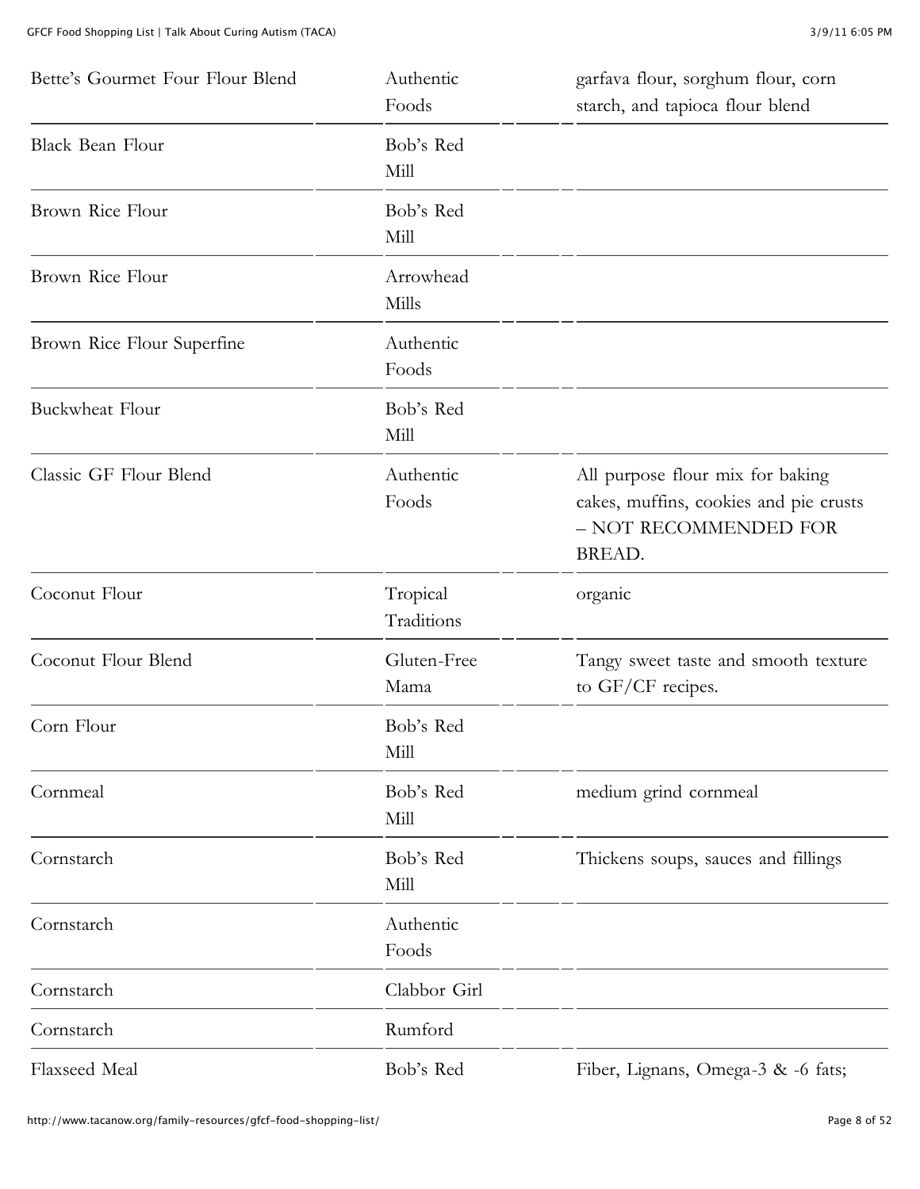| | | |
|---|---|---|
| Bette's Gourmet Four Flour Blend | Authentic Foods | garfava flour, sorghum flour, corn starch, and tapioca flour blend |
| Black Bean Flour | Bob's Red Mill | |
| Brown Rice Flour | Bob's Red Mill | |
| Brown Rice Flour | Arrowhead Mills | |
| Brown Rice Flour Superfine | Authentic Foods | |
| Buckwheat Flour | Bob's Red Mill | |
| Classic GF Flour Blend | Authentic Foods | All purpose flour mix for baking cakes, muffins, cookies and pie crusts – NOT RECOMMENDED FOR BREAD. |
| Coconut Flour | Tropical Traditions | organic |
| Coconut Flour Blend | Gluten-Free Mama | Tangy sweet taste and smooth texture to GF/CF recipes. |
| Corn Flour | Bob's Red Mill | |
| Cornmeal | Bob's Red Mill | medium grind cornmeal |
| Cornstarch | Bob's Red Mill | Thickens soups, sauces and fillings |
| Cornstarch | Authentic Foods | |
| Cornstarch | Clabbor Girl | |
| Cornstarch | Rumford | |
| Flaxseed Meal | Bob's Red | Fiber, Lignans, Omega-3 & -6 fats; |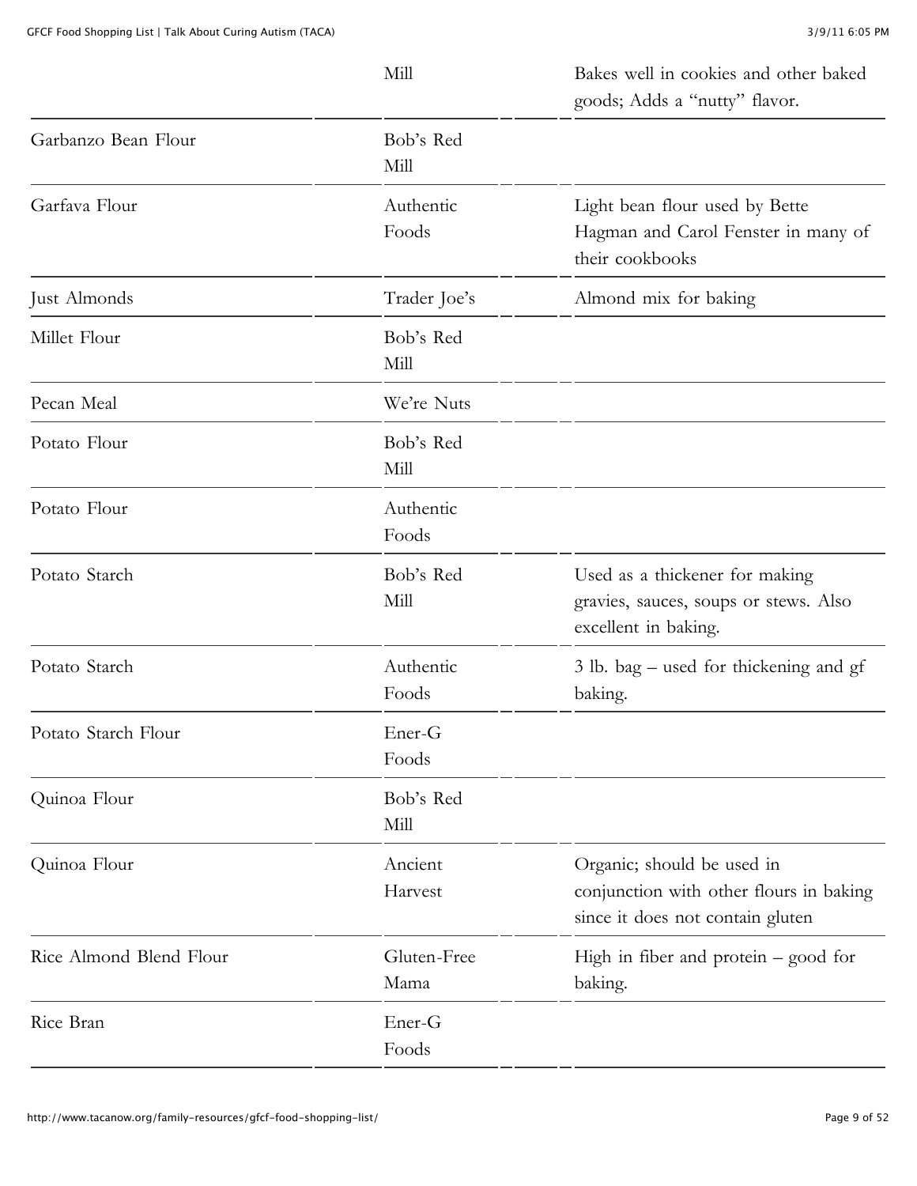| | | | |
|---|---|---|---|
| | Mill | | Bakes well in cookies and other baked goods; Adds a "nutty" flavor. |
| Garbanzo Bean Flour | Bob's Red Mill | | |
| Garfava Flour | Authentic Foods | | Light bean flour used by Bette Hagman and Carol Fenster in many of their cookbooks |
| Just Almonds | Trader Joe's | | Almond mix for baking |
| Millet Flour | Bob's Red Mill | | |
| Pecan Meal | We're Nuts | | |
| Potato Flour | Bob's Red Mill | | |
| Potato Flour | Authentic Foods | | |
| Potato Starch | Bob's Red Mill | | Used as a thickener for making gravies, sauces, soups or stews. Also excellent in baking. |
| Potato Starch | Authentic Foods | | 3 lb. bag – used for thickening and gf baking. |
| Potato Starch Flour | Ener-G Foods | | |
| Quinoa Flour | Bob's Red Mill | | |
| Quinoa Flour | Ancient Harvest | | Organic; should be used in conjunction with other flours in baking since it does not contain gluten |
| Rice Almond Blend Flour | Gluten-Free Mama | | High in fiber and protein – good for baking. |
| Rice Bran | Ener-G Foods | | |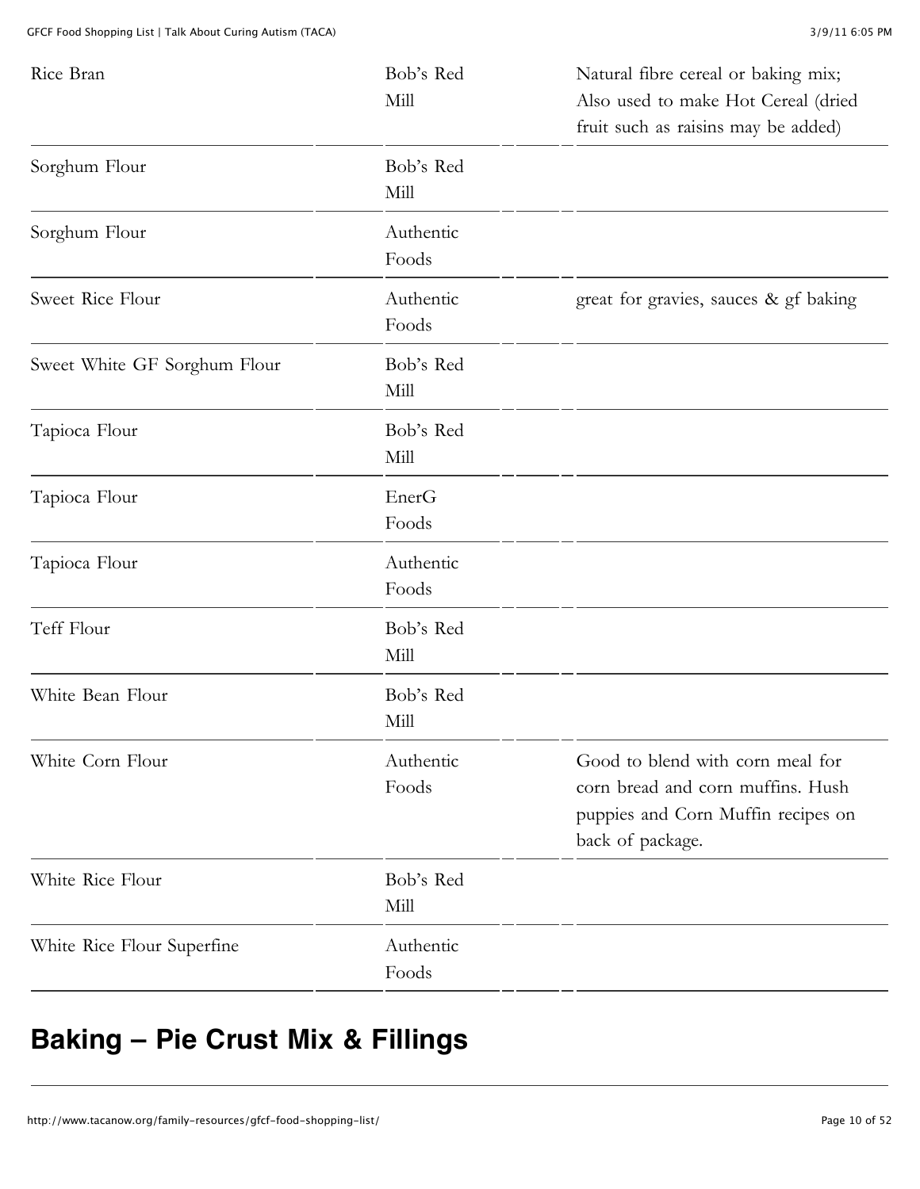| | | |
|---|---|---|
| Rice Bran | Bob's Red Mill | Natural fibre cereal or baking mix; Also used to make Hot Cereal (dried fruit such as raisins may be added) |
| Sorghum Flour | Bob's Red Mill | |
| Sorghum Flour | Authentic Foods | |
| Sweet Rice Flour | Authentic Foods | great for gravies, sauces & gf baking |
| Sweet White GF Sorghum Flour | Bob's Red Mill | |
| Tapioca Flour | Bob's Red Mill | |
| Tapioca Flour | EnerG Foods | |
| Tapioca Flour | Authentic Foods | |
| Teff Flour | Bob's Red Mill | |
| White Bean Flour | Bob's Red Mill | |
| White Corn Flour | Authentic Foods | Good to blend with corn meal for corn bread and corn muffins. Hush puppies and Corn Muffin recipes on back of package. |
| White Rice Flour | Bob's Red Mill | |
| White Rice Flour Superfine | Authentic Foods | |

## Baking – Pie Crust Mix & Fillings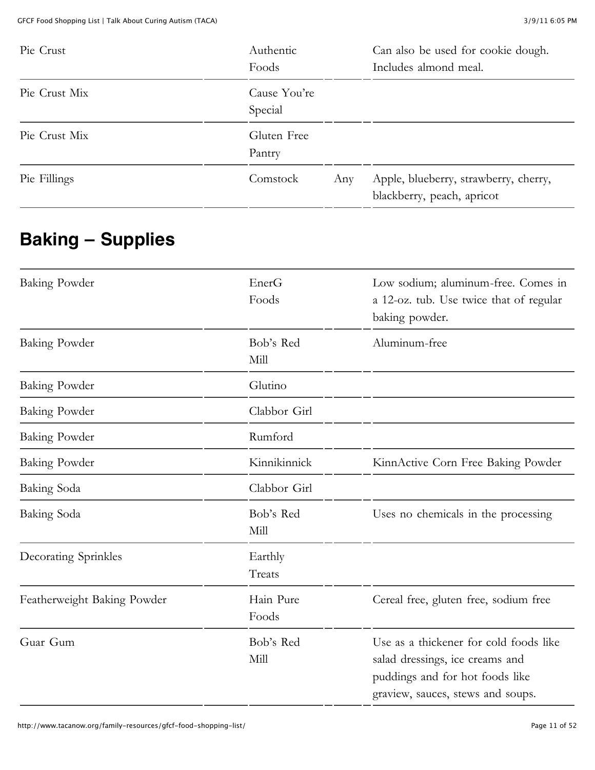| | | | |
|---|---|---|---|
| Pie Crust | Authentic Foods | | Can also be used for cookie dough. Includes almond meal. |
| Pie Crust Mix | Cause You're Special | | |
| Pie Crust Mix | Gluten Free Pantry | | |
| Pie Fillings | Comstock | Any | Apple, blueberry, strawberry, cherry, blackberry, peach, apricot |

## Baking – Supplies

| | | | |
|---|---|---|---|
| Baking Powder | EnerG Foods | | Low sodium; aluminum-free. Comes in a 12-oz. tub. Use twice that of regular baking powder. |
| Baking Powder | Bob's Red Mill | | Aluminum-free |
| Baking Powder | Glutino | | |
| Baking Powder | Clabbor Girl | | |
| Baking Powder | Rumford | | |
| Baking Powder | Kinnikinnick | | KinnActive Corn Free Baking Powder |
| Baking Soda | Clabbor Girl | | |
| Baking Soda | Bob's Red Mill | | Uses no chemicals in the processing |
| Decorating Sprinkles | Earthly Treats | | |
| Featherweight Baking Powder | Hain Pure Foods | | Cereal free, gluten free, sodium free |
| Guar Gum | Bob's Red Mill | | Use as a thickener for cold foods like salad dressings, ice creams and puddings and for hot foods like graview, sauces, stews and soups. |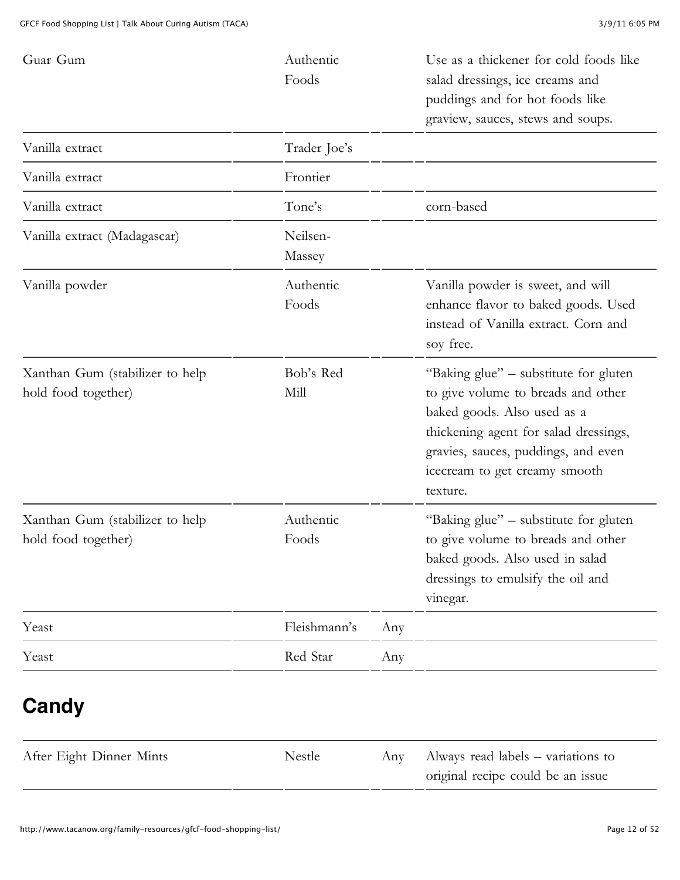| | | | |
|---|---|---|---|
| Guar Gum | Authentic Foods | | Use as a thickener for cold foods like salad dressings, ice creams and puddings and for hot foods like graview, sauces, stews and soups. |
| Vanilla extract | Trader Joe's | | |
| Vanilla extract | Frontier | | |
| Vanilla extract | Tone's | | corn-based |
| Vanilla extract (Madagascar) | Neilsen-Massey | | |
| Vanilla powder | Authentic Foods | | Vanilla powder is sweet, and will enhance flavor to baked goods. Used instead of Vanilla extract. Corn and soy free. |
| Xanthan Gum (stabilizer to help hold food together) | Bob's Red Mill | | "Baking glue" – substitute for gluten to give volume to breads and other baked goods. Also used as a thickening agent for salad dressings, gravies, sauces, puddings, and even icecream to get creamy smooth texture. |
| Xanthan Gum (stabilizer to help hold food together) | Authentic Foods | | "Baking glue" – substitute for gluten to give volume to breads and other baked goods. Also used in salad dressings to emulsify the oil and vinegar. |
| Yeast | Fleishmann's | Any | |
| Yeast | Red Star | Any | |

## Candy

| | | | |
|---|---|---|---|
| After Eight Dinner Mints | Nestle | Any | Always read labels – variations to original recipe could be an issue |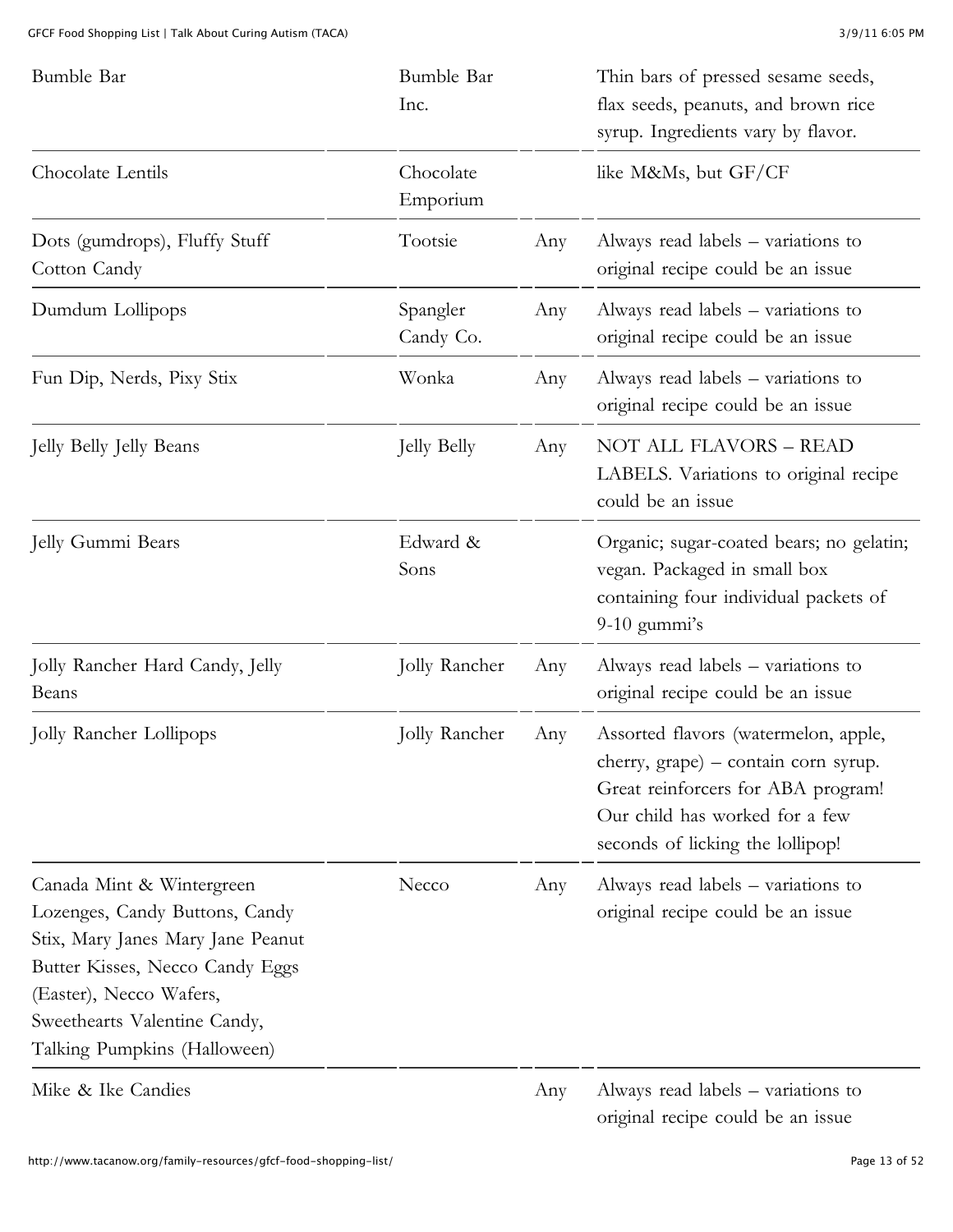| | | | |
|---|---|---|---|
| Bumble Bar | Bumble Bar Inc. | | Thin bars of pressed sesame seeds, flax seeds, peanuts, and brown rice syrup. Ingredients vary by flavor. |
| Chocolate Lentils | Chocolate Emporium | | like M&Ms, but GF/CF |
| Dots (gumdrops), Fluffy Stuff Cotton Candy | Tootsie | Any | Always read labels – variations to original recipe could be an issue |
| Dumdum Lollipops | Spangler Candy Co. | Any | Always read labels – variations to original recipe could be an issue |
| Fun Dip, Nerds, Pixy Stix | Wonka | Any | Always read labels – variations to original recipe could be an issue |
| Jelly Belly Jelly Beans | Jelly Belly | Any | NOT ALL FLAVORS – READ LABELS. Variations to original recipe could be an issue |
| Jelly Gummi Bears | Edward & Sons | | Organic; sugar-coated bears; no gelatin; vegan. Packaged in small box containing four individual packets of 9-10 gummi's |
| Jolly Rancher Hard Candy, Jelly Beans | Jolly Rancher | Any | Always read labels – variations to original recipe could be an issue |
| Jolly Rancher Lollipops | Jolly Rancher | Any | Assorted flavors (watermelon, apple, cherry, grape) – contain corn syrup. Great reinforcers for ABA program! Our child has worked for a few seconds of licking the lollipop! |
| Canada Mint & Wintergreen Lozenges, Candy Buttons, Candy Stix, Mary Janes Mary Jane Peanut Butter Kisses, Necco Candy Eggs (Easter), Necco Wafers, Sweethearts Valentine Candy, Talking Pumpkins (Halloween) | Necco | Any | Always read labels – variations to original recipe could be an issue |
| Mike & Ike Candies | | Any | Always read labels – variations to original recipe could be an issue |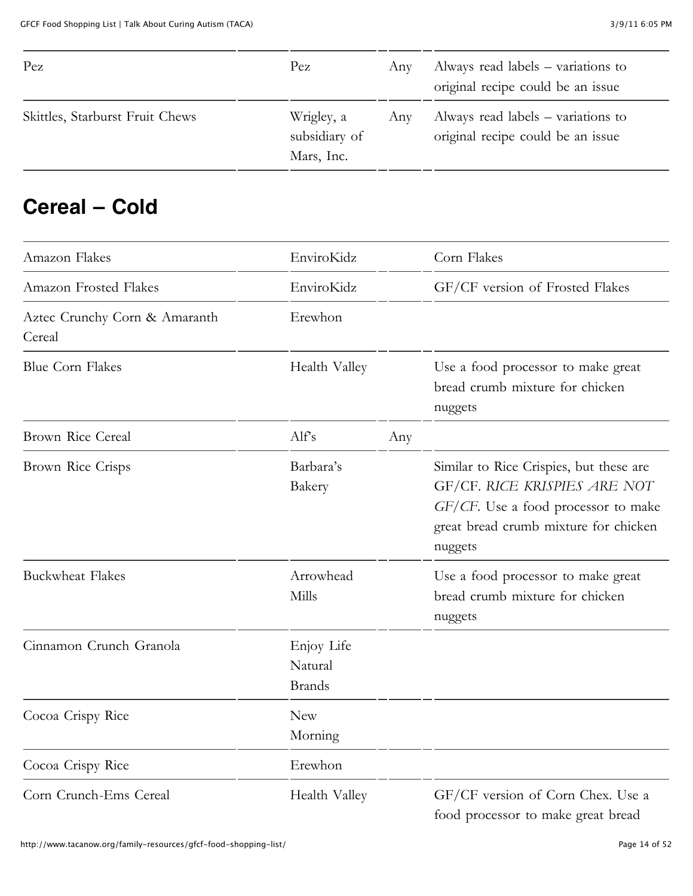| | | | |
|---|---|---|---|
| Pez | Pez | Any | Always read labels – variations to original recipe could be an issue |
| Skittles, Starburst Fruit Chews | Wrigley, a subsidiary of Mars, Inc. | Any | Always read labels – variations to original recipe could be an issue |

## Cereal – Cold

| | | | |
|---|---|---|---|
| Amazon Flakes | EnviroKidz | | Corn Flakes |
| Amazon Frosted Flakes | EnviroKidz | | GF/CF version of Frosted Flakes |
| Aztec Crunchy Corn & Amaranth Cereal | Erewhon | | |
| Blue Corn Flakes | Health Valley | | Use a food processor to make great bread crumb mixture for chicken nuggets |
| Brown Rice Cereal | Alf's | Any | |
| Brown Rice Crisps | Barbara's Bakery | | Similar to Rice Crispies, but these are GF/CF. *RICE KRISPIES ARE NOT GF/CF*. Use a food processor to make great bread crumb mixture for chicken nuggets |
| Buckwheat Flakes | Arrowhead Mills | | Use a food processor to make great bread crumb mixture for chicken nuggets |
| Cinnamon Crunch Granola | Enjoy Life Natural Brands | | |
| Cocoa Crispy Rice | New Morning | | |
| Cocoa Crispy Rice | Erewhon | | |
| Corn Crunch-Ems Cereal | Health Valley | | GF/CF version of Corn Chex. Use a food processor to make great bread |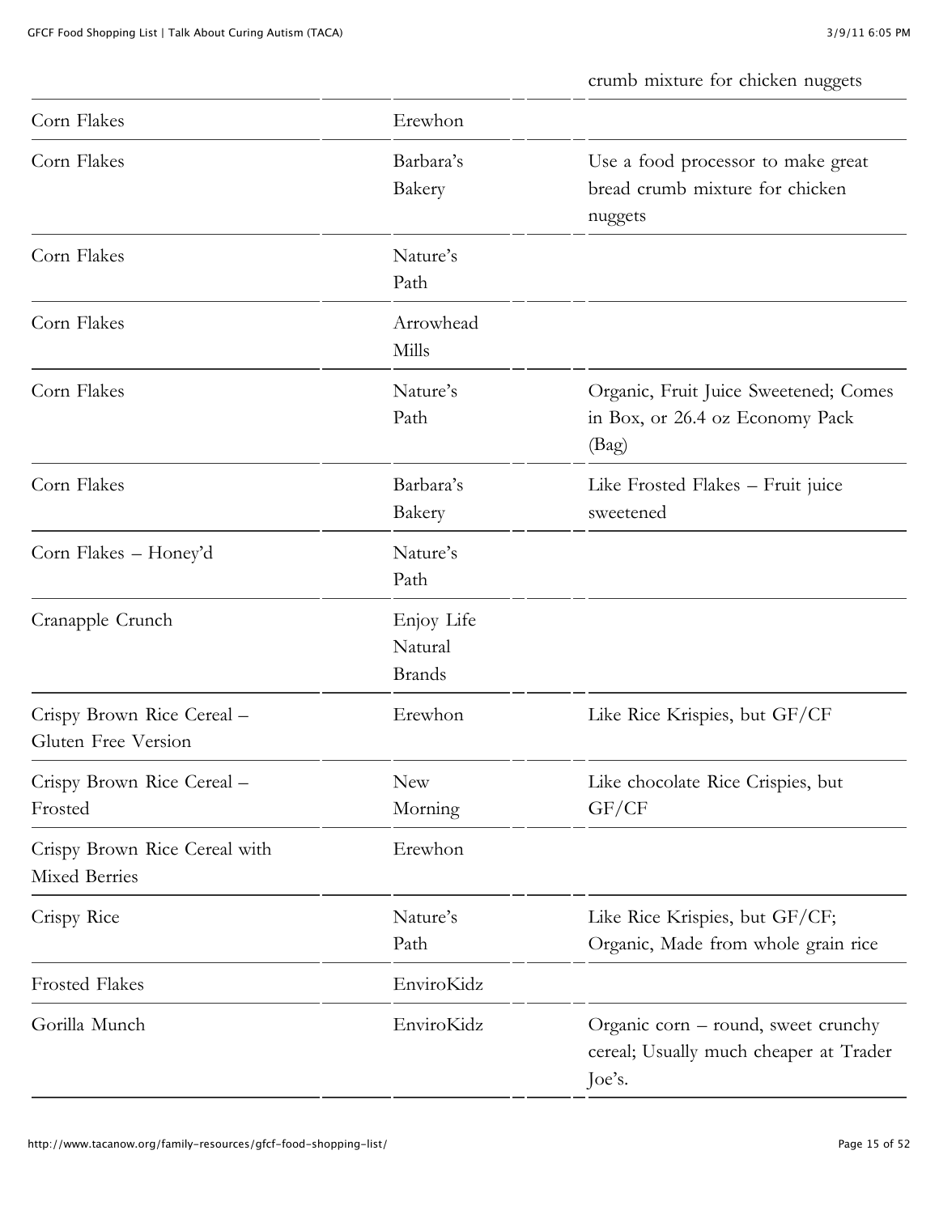| | | | |
|---|---|---|---|
| | | | crumb mixture for chicken nuggets |
| Corn Flakes | Erewhon | | |
| Corn Flakes | Barbara's Bakery | | Use a food processor to make great bread crumb mixture for chicken nuggets |
| Corn Flakes | Nature's Path | | |
| Corn Flakes | Arrowhead Mills | | |
| Corn Flakes | Nature's Path | | Organic, Fruit Juice Sweetened; Comes in Box, or 26.4 oz Economy Pack (Bag) |
| Corn Flakes | Barbara's Bakery | | Like Frosted Flakes – Fruit juice sweetened |
| Corn Flakes – Honey'd | Nature's Path | | |
| Cranapple Crunch | Enjoy Life Natural Brands | | |
| Crispy Brown Rice Cereal – Gluten Free Version | Erewhon | | Like Rice Krispies, but GF/CF |
| Crispy Brown Rice Cereal – Frosted | New Morning | | Like chocolate Rice Crispies, but GF/CF |
| Crispy Brown Rice Cereal with Mixed Berries | Erewhon | | |
| Crispy Rice | Nature's Path | | Like Rice Krispies, but GF/CF; Organic, Made from whole grain rice |
| Frosted Flakes | EnviroKidz | | |
| Gorilla Munch | EnviroKidz | | Organic corn – round, sweet crunchy cereal; Usually much cheaper at Trader Joe's. |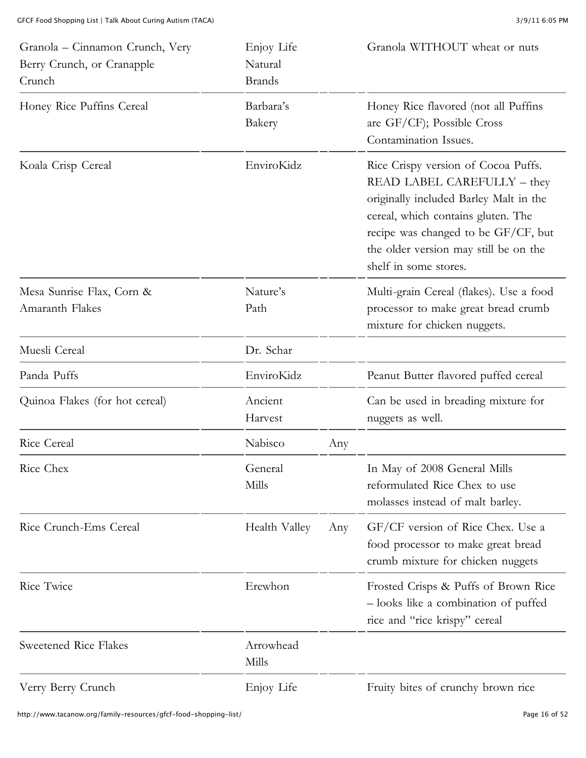| | | | |
|---|---|---|---|
| Granola – Cinnamon Crunch, Very Berry Crunch, or Cranapple Crunch | Enjoy Life Natural Brands | | Granola WITHOUT wheat or nuts |
| Honey Rice Puffins Cereal | Barbara's Bakery | | Honey Rice flavored (not all Puffins are GF/CF); Possible Cross Contamination Issues. |
| Koala Crisp Cereal | EnviroKidz | | Rice Crispy version of Cocoa Puffs. READ LABEL CAREFULLY – they originally included Barley Malt in the cereal, which contains gluten. The recipe was changed to be GF/CF, but the older version may still be on the shelf in some stores. |
| Mesa Sunrise Flax, Corn & Amaranth Flakes | Nature's Path | | Multi-grain Cereal (flakes). Use a food processor to make great bread crumb mixture for chicken nuggets. |
| Muesli Cereal | Dr. Schar | | |
| Panda Puffs | EnviroKidz | | Peanut Butter flavored puffed cereal |
| Quinoa Flakes (for hot cereal) | Ancient Harvest | | Can be used in breading mixture for nuggets as well. |
| Rice Cereal | Nabisco | Any | |
| Rice Chex | General Mills | | In May of 2008 General Mills reformulated Rice Chex to use molasses instead of malt barley. |
| Rice Crunch-Ems Cereal | Health Valley | Any | GF/CF version of Rice Chex. Use a food processor to make great bread crumb mixture for chicken nuggets |
| Rice Twice | Erewhon | | Frosted Crisps & Puffs of Brown Rice – looks like a combination of puffed rice and "rice krispy" cereal |
| Sweetened Rice Flakes | Arrowhead Mills | | |
| Verry Berry Crunch | Enjoy Life | | Fruity bites of crunchy brown rice |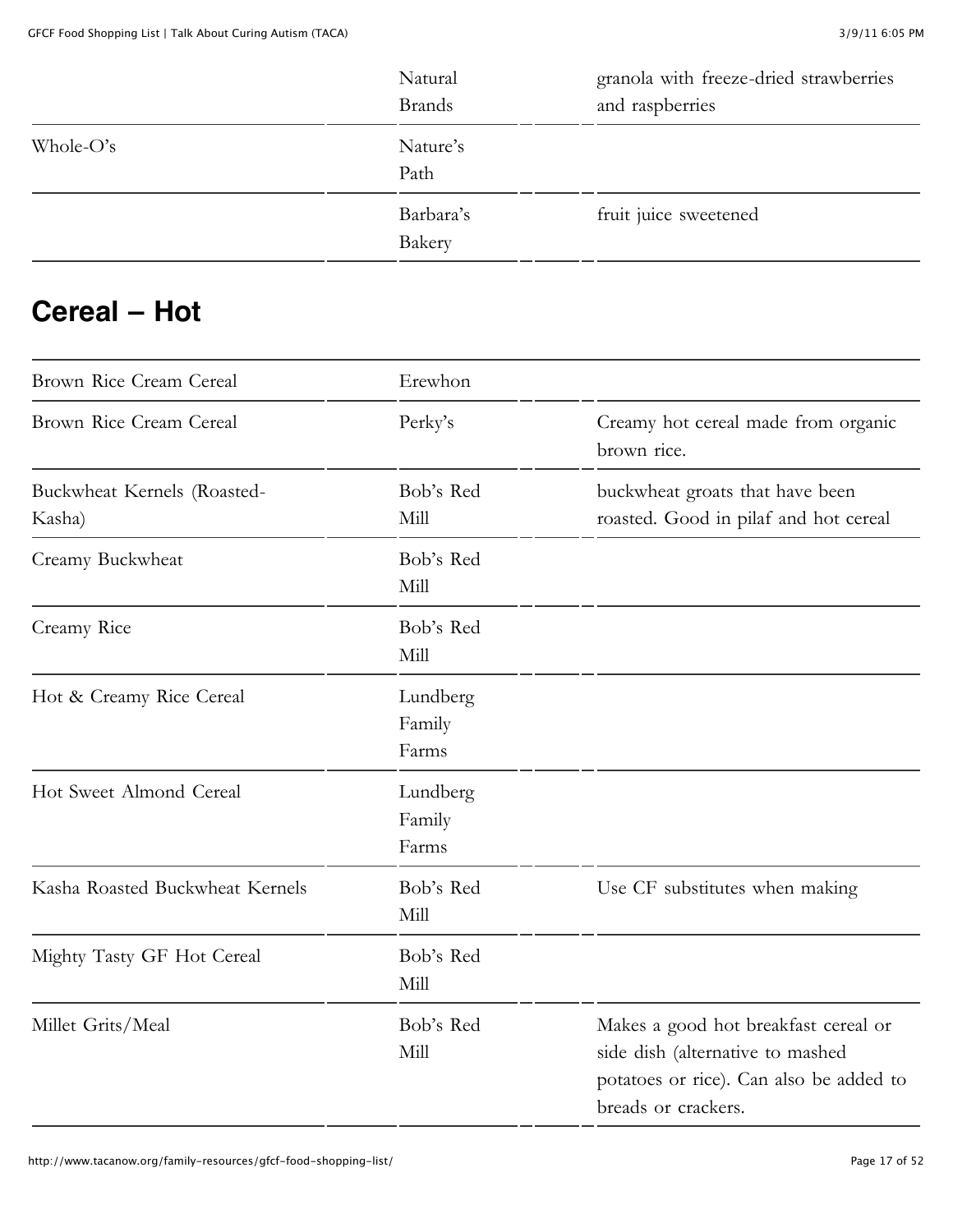| | | |
|---|---|---|
| | Natural Brands | granola with freeze-dried strawberries and raspberries |
| Whole-O's | Nature's Path | |
| | Barbara's Bakery | fruit juice sweetened |

## Cereal – Hot

| | | |
|---|---|---|
| Brown Rice Cream Cereal | Erewhon | |
| Brown Rice Cream Cereal | Perky's | Creamy hot cereal made from organic brown rice. |
| Buckwheat Kernels (Roasted-Kasha) | Bob's Red Mill | buckwheat groats that have been roasted. Good in pilaf and hot cereal |
| Creamy Buckwheat | Bob's Red Mill | |
| Creamy Rice | Bob's Red Mill | |
| Hot & Creamy Rice Cereal | Lundberg Family Farms | |
| Hot Sweet Almond Cereal | Lundberg Family Farms | |
| Kasha Roasted Buckwheat Kernels | Bob's Red Mill | Use CF substitutes when making |
| Mighty Tasty GF Hot Cereal | Bob's Red Mill | |
| Millet Grits/Meal | Bob's Red Mill | Makes a good hot breakfast cereal or side dish (alternative to mashed potatoes or rice). Can also be added to breads or crackers. |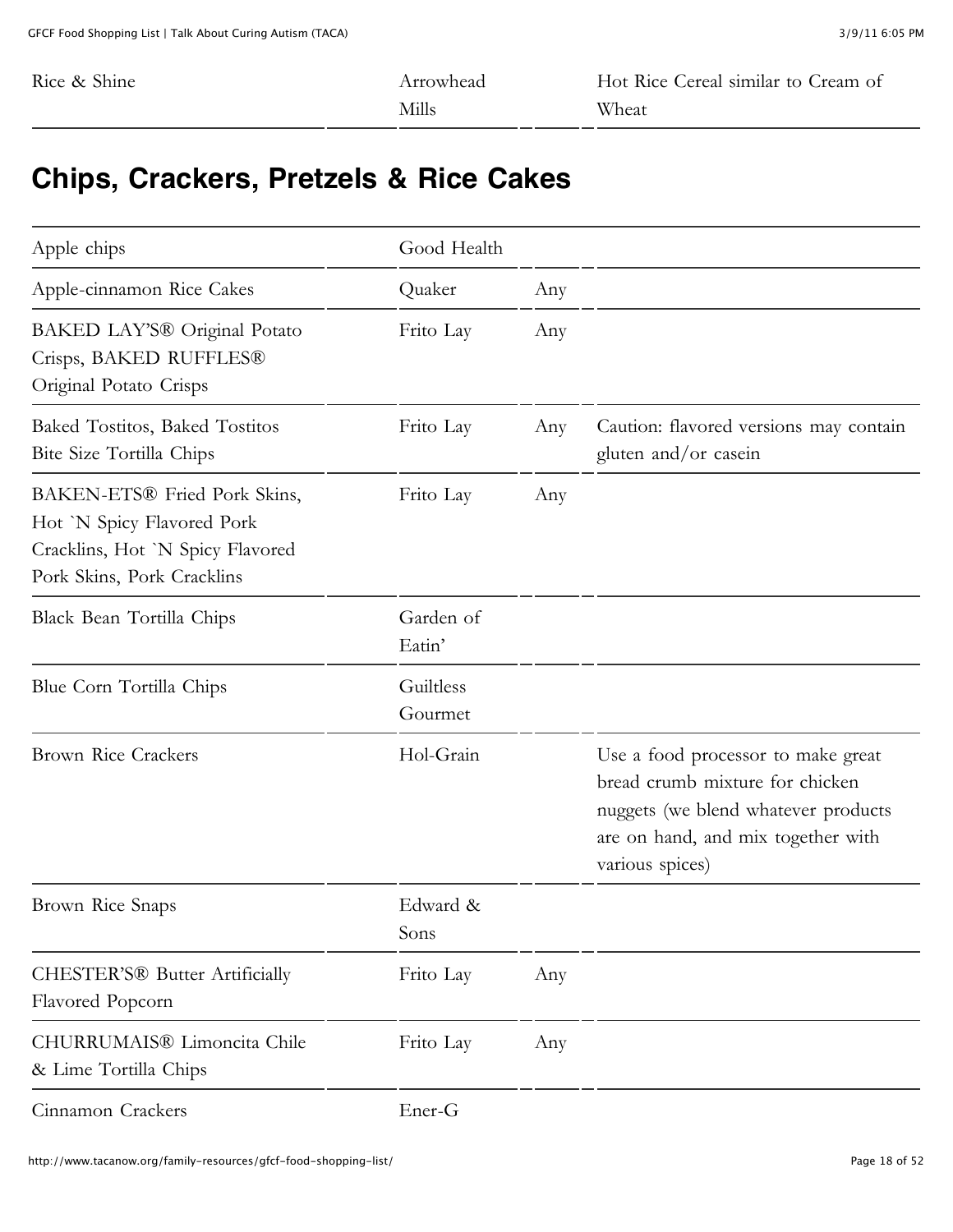| | | | |
|---|---|---|---|
| Rice & Shine | Arrowhead Mills | | Hot Rice Cereal similar to Cream of Wheat |

## Chips, Crackers, Pretzels & Rice Cakes

| | | | |
|---|---|---|---|
| Apple chips | Good Health | | |
| Apple-cinnamon Rice Cakes | Quaker | Any | |
| BAKED LAY'S® Original Potato Crisps, BAKED RUFFLES® Original Potato Crisps | Frito Lay | Any | |
| Baked Tostitos, Baked Tostitos Bite Size Tortilla Chips | Frito Lay | Any | Caution: flavored versions may contain gluten and/or casein |
| BAKEN-ETS® Fried Pork Skins, Hot `N Spicy Flavored Pork Cracklins, Hot `N Spicy Flavored Pork Skins, Pork Cracklins | Frito Lay | Any | |
| Black Bean Tortilla Chips | Garden of Eatin' | | |
| Blue Corn Tortilla Chips | Guiltless Gourmet | | |
| Brown Rice Crackers | Hol-Grain | | Use a food processor to make great bread crumb mixture for chicken nuggets (we blend whatever products are on hand, and mix together with various spices) |
| Brown Rice Snaps | Edward & Sons | | |
| CHESTER'S® Butter Artificially Flavored Popcorn | Frito Lay | Any | |
| CHURRUMAIS® Limoncita Chile & Lime Tortilla Chips | Frito Lay | Any | |
| Cinnamon Crackers | Ener-G | | |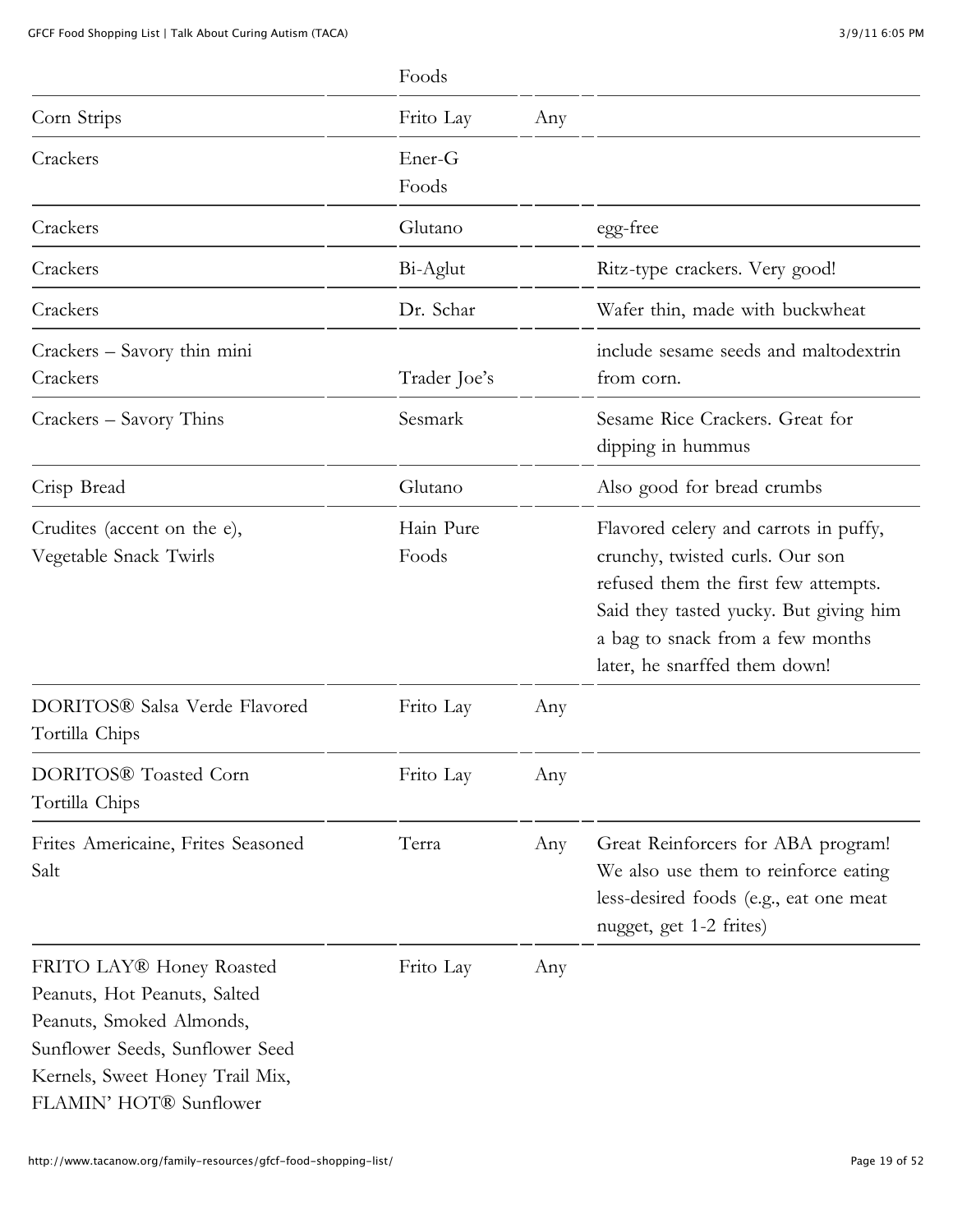| | Foods | | |
|---|---|---|---|
| Corn Strips | Frito Lay | Any | |
| Crackers | Ener-G Foods | | |
| Crackers | Glutano | | egg-free |
| Crackers | Bi-Aglut | | Ritz-type crackers. Very good! |
| Crackers | Dr. Schar | | Wafer thin, made with buckwheat |
| Crackers – Savory thin mini Crackers | Trader Joe's | | include sesame seeds and maltodextrin from corn. |
| Crackers – Savory Thins | Sesmark | | Sesame Rice Crackers. Great for dipping in hummus |
| Crisp Bread | Glutano | | Also good for bread crumbs |
| Crudites (accent on the e), Vegetable Snack Twirls | Hain Pure Foods | | Flavored celery and carrots in puffy, crunchy, twisted curls. Our son refused them the first few attempts. Said they tasted yucky. But giving him a bag to snack from a few months later, he snarffed them down! |
| DORITOS® Salsa Verde Flavored Tortilla Chips | Frito Lay | Any | |
| DORITOS® Toasted Corn Tortilla Chips | Frito Lay | Any | |
| Frites Americaine, Frites Seasoned Salt | Terra | Any | Great Reinforcers for ABA program! We also use them to reinforce eating less-desired foods (e.g., eat one meat nugget, get 1-2 frites) |
| FRITO LAY® Honey Roasted Peanuts, Hot Peanuts, Salted Peanuts, Smoked Almonds, Sunflower Seeds, Sunflower Seed Kernels, Sweet Honey Trail Mix, FLAMIN' HOT® Sunflower | Frito Lay | Any | |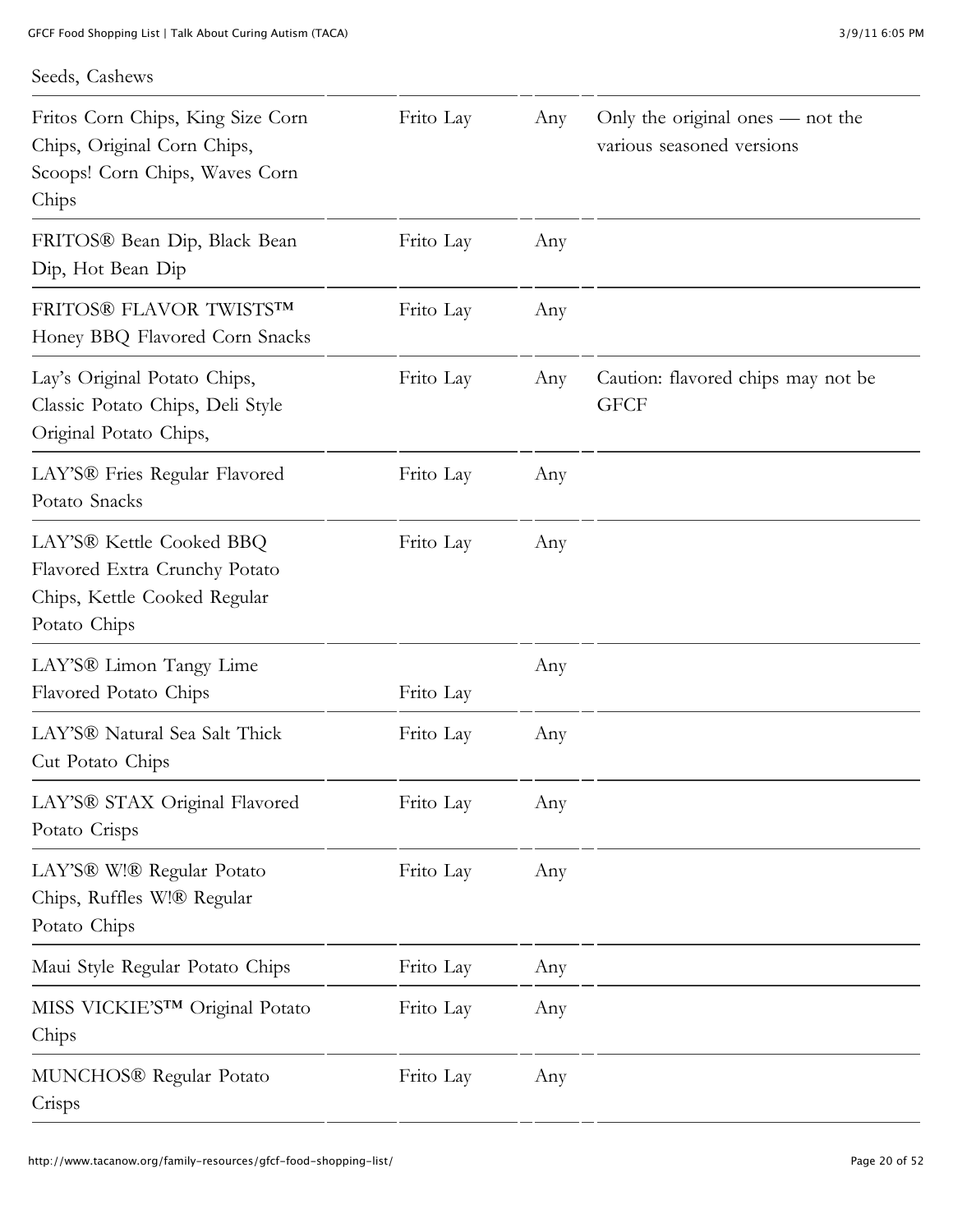Seeds, Cashews

| | | | |
|---|---|---|---|
| Fritos Corn Chips, King Size Corn Chips, Original Corn Chips, Scoops! Corn Chips, Waves Corn Chips | Frito Lay | Any | Only the original ones — not the various seasoned versions |
| FRITOS® Bean Dip, Black Bean Dip, Hot Bean Dip | Frito Lay | Any | |
| FRITOS® FLAVOR TWISTS™ Honey BBQ Flavored Corn Snacks | Frito Lay | Any | |
| Lay's Original Potato Chips, Classic Potato Chips, Deli Style Original Potato Chips, | Frito Lay | Any | Caution: flavored chips may not be GFCF |
| LAY'S® Fries Regular Flavored Potato Snacks | Frito Lay | Any | |
| LAY'S® Kettle Cooked BBQ Flavored Extra Crunchy Potato Chips, Kettle Cooked Regular Potato Chips | Frito Lay | Any | |
| LAY'S® Limon Tangy Lime Flavored Potato Chips | Frito Lay | Any | |
| LAY'S® Natural Sea Salt Thick Cut Potato Chips | Frito Lay | Any | |
| LAY'S® STAX Original Flavored Potato Crisps | Frito Lay | Any | |
| LAY'S® W!® Regular Potato Chips, Ruffles W!® Regular Potato Chips | Frito Lay | Any | |
| Maui Style Regular Potato Chips | Frito Lay | Any | |
| MISS VICKIE'S™ Original Potato Chips | Frito Lay | Any | |
| MUNCHOS® Regular Potato Crisps | Frito Lay | Any | |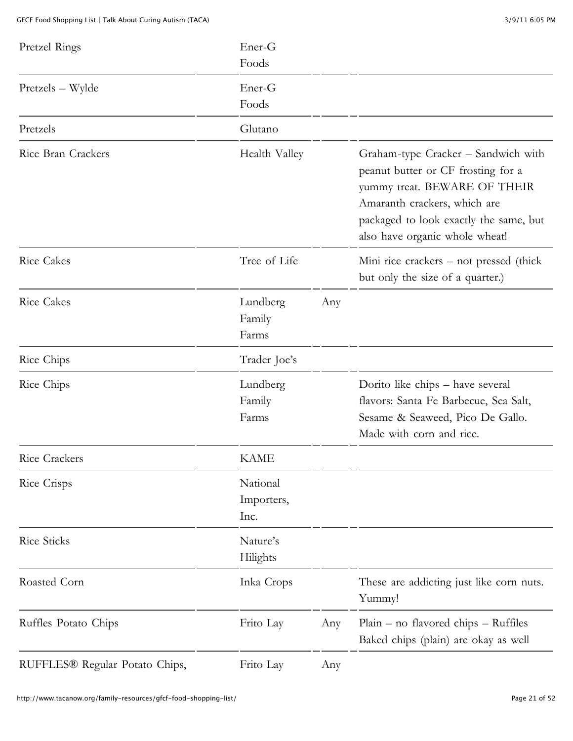| | | | |
|---|---|---|---|
| Pretzel Rings | Ener-G Foods | | |
| Pretzels – Wylde | Ener-G Foods | | |
| Pretzels | Glutano | | |
| Rice Bran Crackers | Health Valley | | Graham-type Cracker – Sandwich with peanut butter or CF frosting for a yummy treat. BEWARE OF THEIR Amaranth crackers, which are packaged to look exactly the same, but also have organic whole wheat! |
| Rice Cakes | Tree of Life | | Mini rice crackers – not pressed (thick but only the size of a quarter.) |
| Rice Cakes | Lundberg Family Farms | Any | |
| Rice Chips | Trader Joe's | | |
| Rice Chips | Lundberg Family Farms | | Dorito like chips – have several flavors: Santa Fe Barbecue, Sea Salt, Sesame & Seaweed, Pico De Gallo. Made with corn and rice. |
| Rice Crackers | KAME | | |
| Rice Crisps | National Importers, Inc. | | |
| Rice Sticks | Nature's Hilights | | |
| Roasted Corn | Inka Crops | | These are addicting just like corn nuts. Yummy! |
| Ruffles Potato Chips | Frito Lay | Any | Plain – no flavored chips – Ruffiles Baked chips (plain) are okay as well |
| RUFFLES® Regular Potato Chips, | Frito Lay | Any | |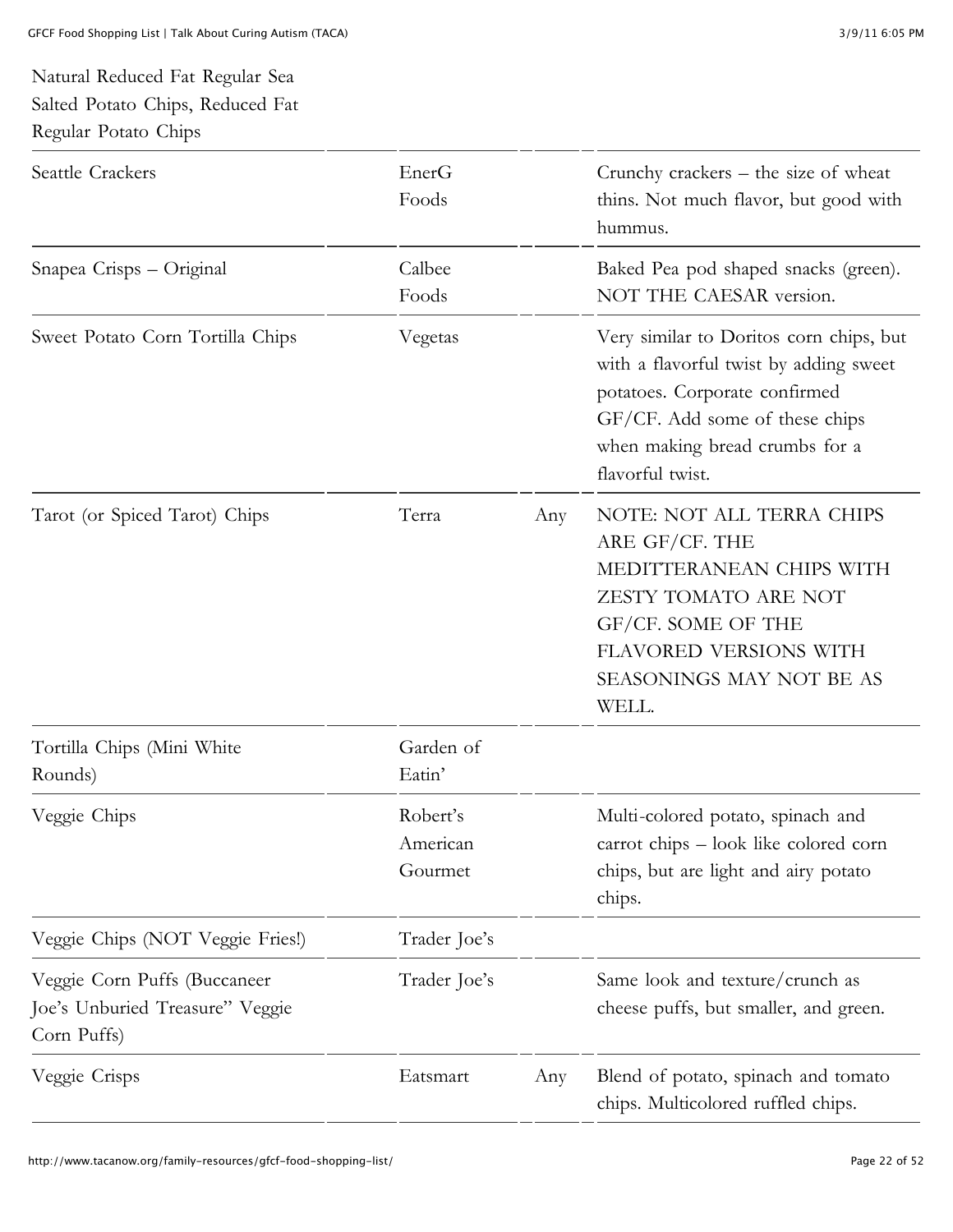| Natural Reduced Fat Regular Sea Salted Potato Chips, Reduced Fat Regular Potato Chips | | | |
|---|---|---|---|
| Seattle Crackers | EnerG Foods | | Crunchy crackers – the size of wheat thins. Not much flavor, but good with hummus. |
| Snapea Crisps – Original | Calbee Foods | | Baked Pea pod shaped snacks (green). NOT THE CAESAR version. |
| Sweet Potato Corn Tortilla Chips | Vegetas | | Very similar to Doritos corn chips, but with a flavorful twist by adding sweet potatoes. Corporate confirmed GF/CF. Add some of these chips when making bread crumbs for a flavorful twist. |
| Tarot (or Spiced Tarot) Chips | Terra | Any | NOTE: NOT ALL TERRA CHIPS ARE GF/CF. THE MEDITTERANEAN CHIPS WITH ZESTY TOMATO ARE NOT GF/CF. SOME OF THE FLAVORED VERSIONS WITH SEASONINGS MAY NOT BE AS WELL. |
| Tortilla Chips (Mini White Rounds) | Garden of Eatin' | | |
| Veggie Chips | Robert's American Gourmet | | Multi-colored potato, spinach and carrot chips – look like colored corn chips, but are light and airy potato chips. |
| Veggie Chips (NOT Veggie Fries!) | Trader Joe's | | |
| Veggie Corn Puffs (Buccaneer Joe's Unburied Treasure" Veggie Corn Puffs) | Trader Joe's | | Same look and texture/crunch as cheese puffs, but smaller, and green. |
| Veggie Crisps | Eatsmart | Any | Blend of potato, spinach and tomato chips. Multicolored ruffled chips. |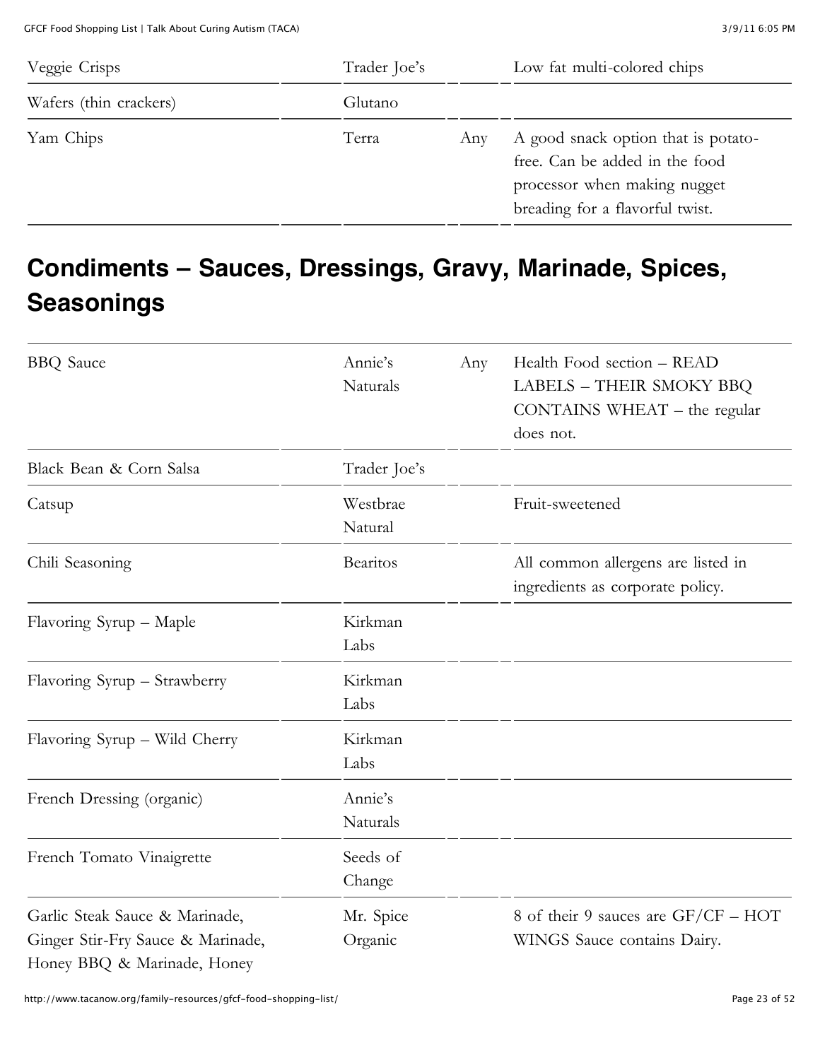| | | | |
|---|---|---|---|
| Veggie Crisps | Trader Joe's | | Low fat multi-colored chips |
| Wafers (thin crackers) | Glutano | | |
| Yam Chips | Terra | Any | A good snack option that is potato-free. Can be added in the food processor when making nugget breading for a flavorful twist. |

## Condiments – Sauces, Dressings, Gravy, Marinade, Spices, Seasonings

| | | | |
|---|---|---|---|
| BBQ Sauce | Annie's Naturals | Any | Health Food section – READ LABELS – THEIR SMOKY BBQ CONTAINS WHEAT – the regular does not. |
| Black Bean & Corn Salsa | Trader Joe's | | |
| Catsup | Westbrae Natural | | Fruit-sweetened |
| Chili Seasoning | Bearitos | | All common allergens are listed in ingredients as corporate policy. |
| Flavoring Syrup – Maple | Kirkman Labs | | |
| Flavoring Syrup – Strawberry | Kirkman Labs | | |
| Flavoring Syrup – Wild Cherry | Kirkman Labs | | |
| French Dressing (organic) | Annie's Naturals | | |
| French Tomato Vinaigrette | Seeds of Change | | |
| Garlic Steak Sauce & Marinade, Ginger Stir-Fry Sauce & Marinade, Honey BBQ & Marinade, Honey | Mr. Spice Organic | | 8 of their 9 sauces are GF/CF – HOT WINGS Sauce contains Dairy. |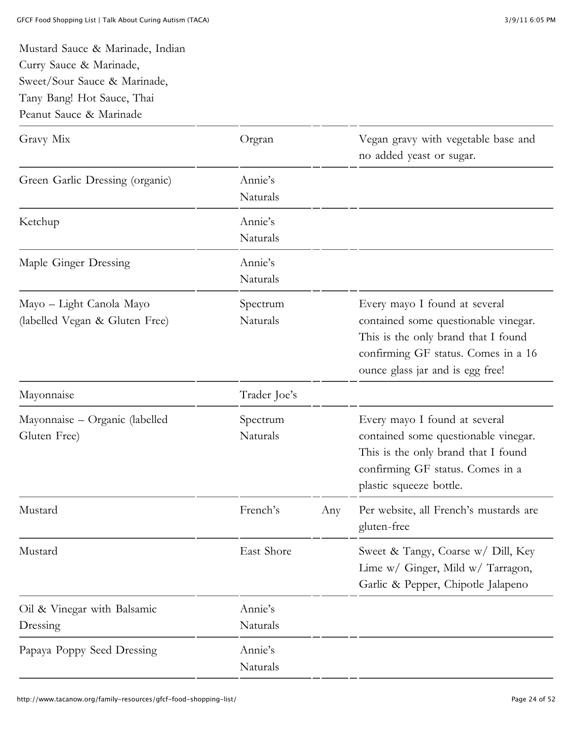| | | | |
|---|---|---|---|
| Mustard Sauce & Marinade, Indian Curry Sauce & Marinade, Sweet/Sour Sauce & Marinade, Tany Bang! Hot Sauce, Thai Peanut Sauce & Marinade | | | |
| Gravy Mix | Orgran | | Vegan gravy with vegetable base and no added yeast or sugar. |
| Green Garlic Dressing (organic) | Annie's Naturals | | |
| Ketchup | Annie's Naturals | | |
| Maple Ginger Dressing | Annie's Naturals | | |
| Mayo – Light Canola Mayo (labelled Vegan & Gluten Free) | Spectrum Naturals | | Every mayo I found at several contained some questionable vinegar. This is the only brand that I found confirming GF status. Comes in a 16 ounce glass jar and is egg free! |
| Mayonnaise | Trader Joe's | | |
| Mayonnaise – Organic (labelled Gluten Free) | Spectrum Naturals | | Every mayo I found at several contained some questionable vinegar. This is the only brand that I found confirming GF status. Comes in a plastic squeeze bottle. |
| Mustard | French's | Any | Per website, all French's mustards are gluten-free |
| Mustard | East Shore | | Sweet & Tangy, Coarse w/ Dill, Key Lime w/ Ginger, Mild w/ Tarragon, Garlic & Pepper, Chipotle Jalapeno |
| Oil & Vinegar with Balsamic Dressing | Annie's Naturals | | |
| Papaya Poppy Seed Dressing | Annie's Naturals | | |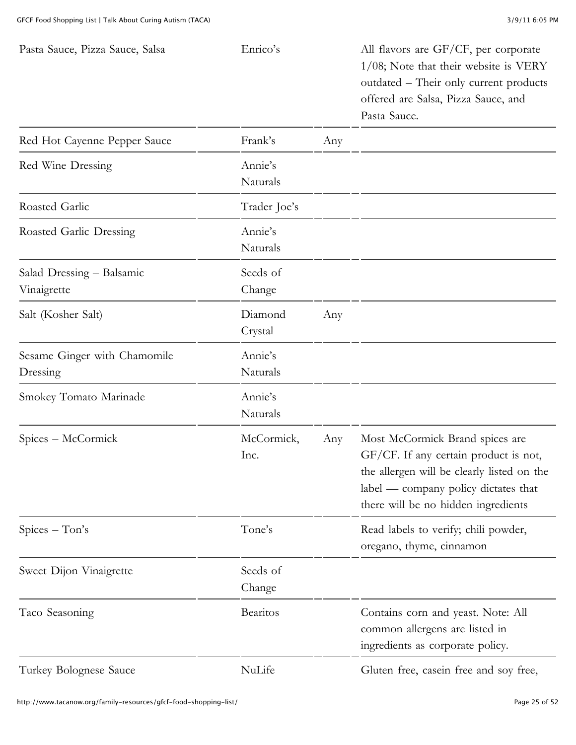| | | | |
|---|---|---|---|
| Pasta Sauce, Pizza Sauce, Salsa | Enrico's | | All flavors are GF/CF, per corporate 1/08; Note that their website is VERY outdated – Their only current products offered are Salsa, Pizza Sauce, and Pasta Sauce. |
| Red Hot Cayenne Pepper Sauce | Frank's | Any | |
| Red Wine Dressing | Annie's Naturals | | |
| Roasted Garlic | Trader Joe's | | |
| Roasted Garlic Dressing | Annie's Naturals | | |
| Salad Dressing – Balsamic Vinaigrette | Seeds of Change | | |
| Salt (Kosher Salt) | Diamond Crystal | Any | |
| Sesame Ginger with Chamomile Dressing | Annie's Naturals | | |
| Smokey Tomato Marinade | Annie's Naturals | | |
| Spices – McCormick | McCormick, Inc. | Any | Most McCormick Brand spices are GF/CF. If any certain product is not, the allergen will be clearly listed on the label — company policy dictates that there will be no hidden ingredients |
| Spices – Ton's | Tone's | | Read labels to verify; chili powder, oregano, thyme, cinnamon |
| Sweet Dijon Vinaigrette | Seeds of Change | | |
| Taco Seasoning | Bearitos | | Contains corn and yeast. Note: All common allergens are listed in ingredients as corporate policy. |
| Turkey Bolognese Sauce | NuLife | | Gluten free, casein free and soy free, |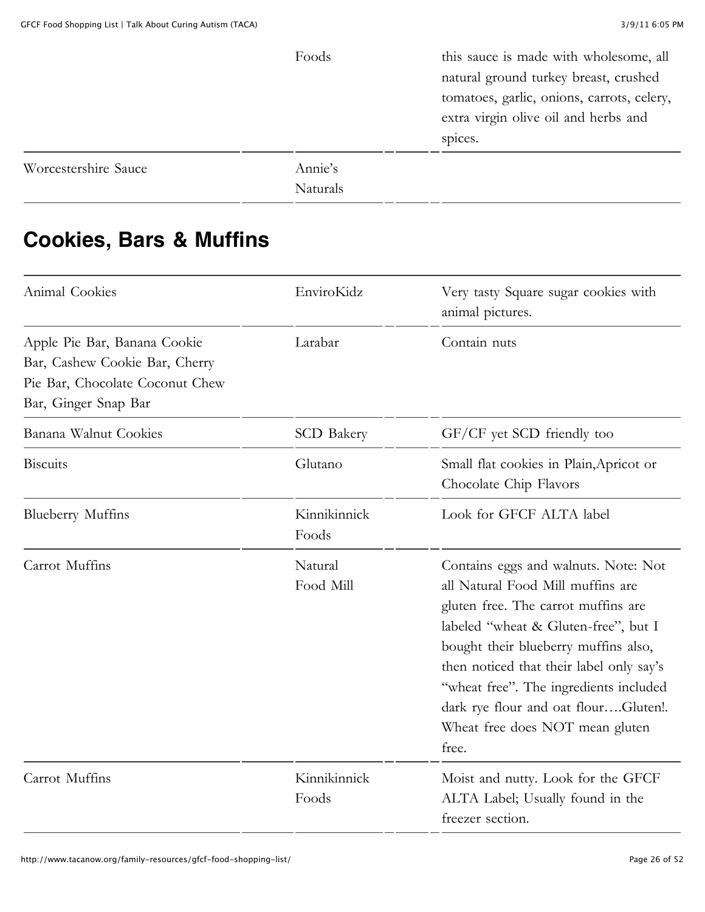| | | |
|---|---|---|
| | Foods | this sauce is made with wholesome, all natural ground turkey breast, crushed tomatoes, garlic, onions, carrots, celery, extra virgin olive oil and herbs and spices. |
| Worcestershire Sauce | Annie's Naturals | |

## Cookies, Bars & Muffins

| | | |
|---|---|---|
| Animal Cookies | EnviroKidz | Very tasty Square sugar cookies with animal pictures. |
| Apple Pie Bar, Banana Cookie Bar, Cashew Cookie Bar, Cherry Pie Bar, Chocolate Coconut Chew Bar, Ginger Snap Bar | Larabar | Contain nuts |
| Banana Walnut Cookies | SCD Bakery | GF/CF yet SCD friendly too |
| Biscuits | Glutano | Small flat cookies in Plain,Apricot or Chocolate Chip Flavors |
| Blueberry Muffins | Kinnikinnick Foods | Look for GFCF ALTA label |
| Carrot Muffins | Natural Food Mill | Contains eggs and walnuts. Note: Not all Natural Food Mill muffins are gluten free. The carrot muffins are labeled "wheat & Gluten-free", but I bought their blueberry muffins also, then noticed that their label only say's "wheat free". The ingredients included dark rye flour and oat flour….Gluten!. Wheat free does NOT mean gluten free. |
| Carrot Muffins | Kinnikinnick Foods | Moist and nutty. Look for the GFCF ALTA Label; Usually found in the freezer section. |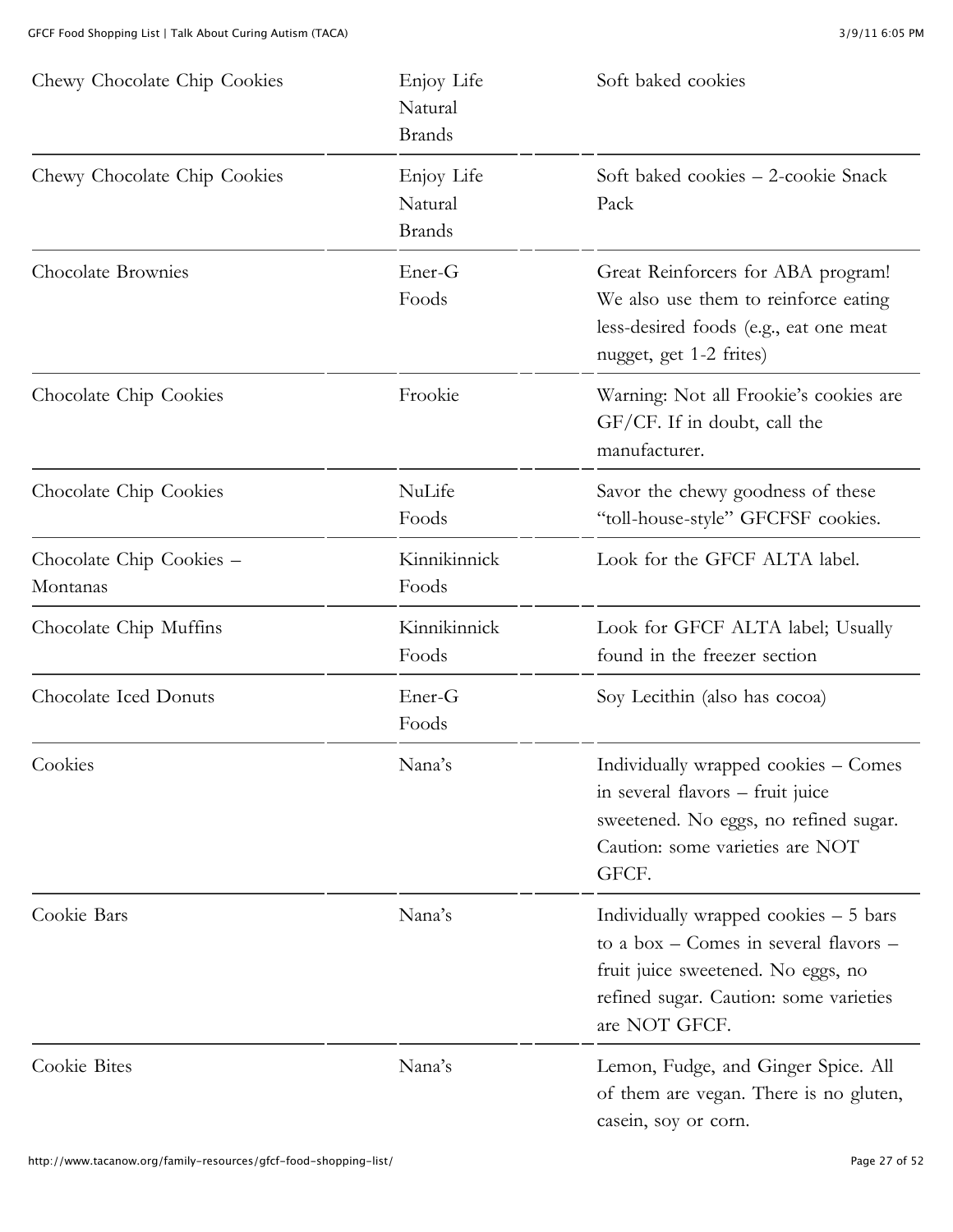| | | | | |
|---|---|---|---|---|
| Chewy Chocolate Chip Cookies | Enjoy Life Natural Brands | | | Soft baked cookies |
| Chewy Chocolate Chip Cookies | Enjoy Life Natural Brands | | | Soft baked cookies – 2-cookie Snack Pack |
| Chocolate Brownies | Ener-G Foods | | | Great Reinforcers for ABA program! We also use them to reinforce eating less-desired foods (e.g., eat one meat nugget, get 1-2 frites) |
| Chocolate Chip Cookies | Frookie | | | Warning: Not all Frookie's cookies are GF/CF. If in doubt, call the manufacturer. |
| Chocolate Chip Cookies | NuLife Foods | | | Savor the chewy goodness of these "toll-house-style" GFCFSF cookies. |
| Chocolate Chip Cookies – Montanas | Kinnikinnick Foods | | | Look for the GFCF ALTA label. |
| Chocolate Chip Muffins | Kinnikinnick Foods | | | Look for GFCF ALTA label; Usually found in the freezer section |
| Chocolate Iced Donuts | Ener-G Foods | | | Soy Lecithin (also has cocoa) |
| Cookies | Nana's | | | Individually wrapped cookies – Comes in several flavors – fruit juice sweetened. No eggs, no refined sugar. Caution: some varieties are NOT GFCF. |
| Cookie Bars | Nana's | | | Individually wrapped cookies – 5 bars to a box – Comes in several flavors – fruit juice sweetened. No eggs, no refined sugar. Caution: some varieties are NOT GFCF. |
| Cookie Bites | Nana's | | | Lemon, Fudge, and Ginger Spice. All of them are vegan. There is no gluten, casein, soy or corn. |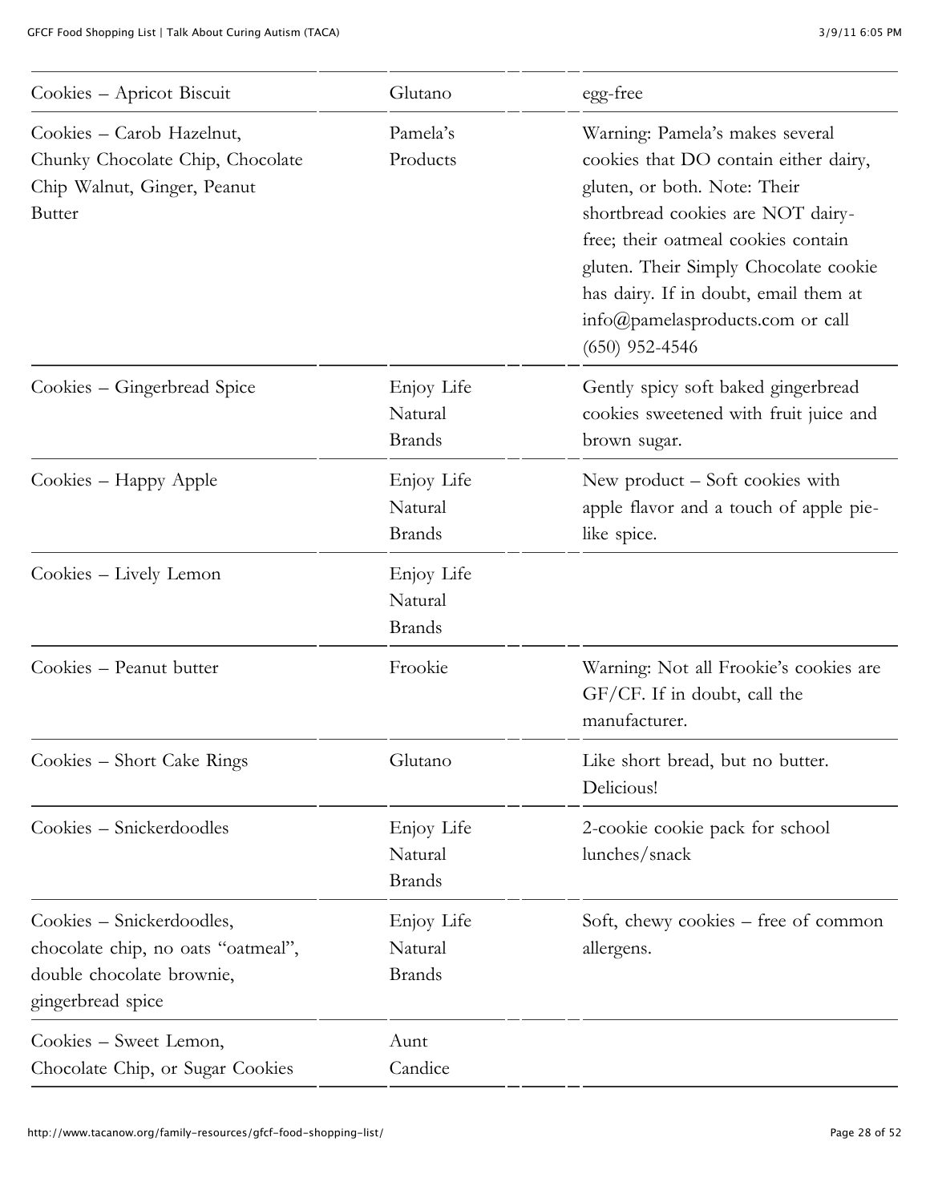| | | |
|---|---|---|
| Cookies – Apricot Biscuit | Glutano | egg-free |
| Cookies – Carob Hazelnut, Chunky Chocolate Chip, Chocolate Chip Walnut, Ginger, Peanut Butter | Pamela's Products | Warning: Pamela's makes several cookies that DO contain either dairy, gluten, or both. Note: Their shortbread cookies are NOT dairy-free; their oatmeal cookies contain gluten. Their Simply Chocolate cookie has dairy. If in doubt, email them at info@pamelasproducts.com or call (650) 952-4546 |
| Cookies – Gingerbread Spice | Enjoy Life Natural Brands | Gently spicy soft baked gingerbread cookies sweetened with fruit juice and brown sugar. |
| Cookies – Happy Apple | Enjoy Life Natural Brands | New product – Soft cookies with apple flavor and a touch of apple pie-like spice. |
| Cookies – Lively Lemon | Enjoy Life Natural Brands | |
| Cookies – Peanut butter | Frookie | Warning: Not all Frookie's cookies are GF/CF. If in doubt, call the manufacturer. |
| Cookies – Short Cake Rings | Glutano | Like short bread, but no butter. Delicious! |
| Cookies – Snickerdoodles | Enjoy Life Natural Brands | 2-cookie cookie pack for school lunches/snack |
| Cookies – Snickerdoodles, chocolate chip, no oats "oatmeal", double chocolate brownie, gingerbread spice | Enjoy Life Natural Brands | Soft, chewy cookies – free of common allergens. |
| Cookies – Sweet Lemon, Chocolate Chip, or Sugar Cookies | Aunt Candice | |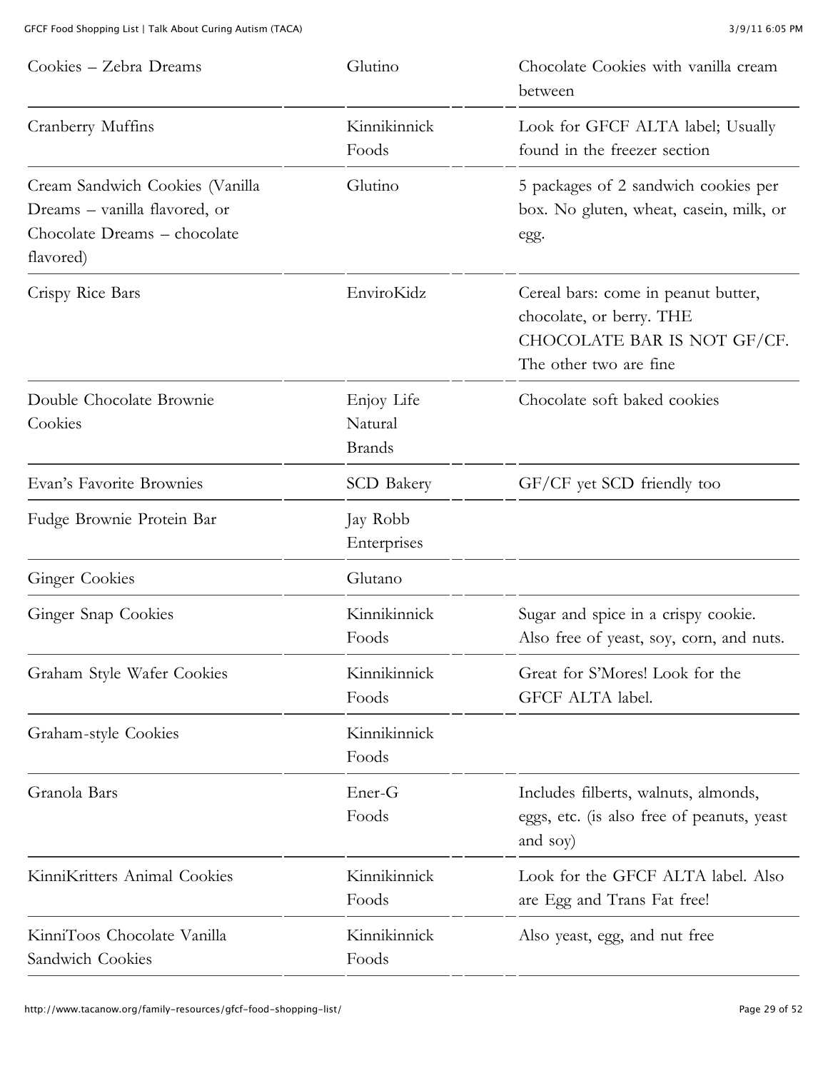| | | |
|---|---|---|
| Cookies – Zebra Dreams | Glutino | Chocolate Cookies with vanilla cream between |
| Cranberry Muffins | Kinnikinnick Foods | Look for GFCF ALTA label; Usually found in the freezer section |
| Cream Sandwich Cookies (Vanilla Dreams – vanilla flavored, or Chocolate Dreams – chocolate flavored) | Glutino | 5 packages of 2 sandwich cookies per box. No gluten, wheat, casein, milk, or egg. |
| Crispy Rice Bars | EnviroKidz | Cereal bars: come in peanut butter, chocolate, or berry. THE CHOCOLATE BAR IS NOT GF/CF. The other two are fine |
| Double Chocolate Brownie Cookies | Enjoy Life Natural Brands | Chocolate soft baked cookies |
| Evan's Favorite Brownies | SCD Bakery | GF/CF yet SCD friendly too |
| Fudge Brownie Protein Bar | Jay Robb Enterprises | |
| Ginger Cookies | Glutano | |
| Ginger Snap Cookies | Kinnikinnick Foods | Sugar and spice in a crispy cookie. Also free of yeast, soy, corn, and nuts. |
| Graham Style Wafer Cookies | Kinnikinnick Foods | Great for S'Mores! Look for the GFCF ALTA label. |
| Graham-style Cookies | Kinnikinnick Foods | |
| Granola Bars | Ener-G Foods | Includes filberts, walnuts, almonds, eggs, etc. (is also free of peanuts, yeast and soy) |
| KinniKritters Animal Cookies | Kinnikinnick Foods | Look for the GFCF ALTA label. Also are Egg and Trans Fat free! |
| KinniToos Chocolate Vanilla Sandwich Cookies | Kinnikinnick Foods | Also yeast, egg, and nut free |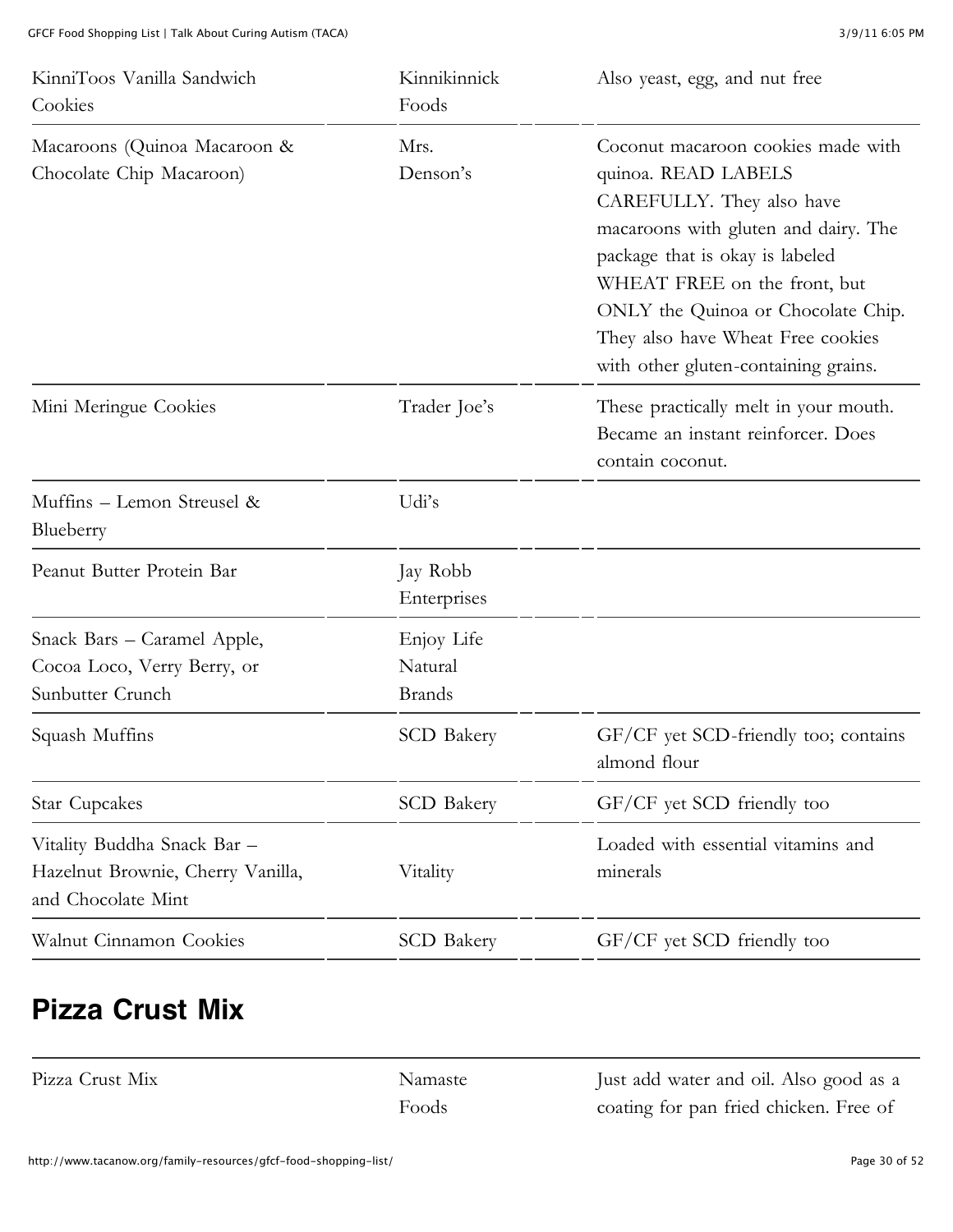| | | |
|---|---|---|
| KinniToos Vanilla Sandwich Cookies | Kinnikinnick Foods | Also yeast, egg, and nut free |
| Macaroons (Quinoa Macaroon & Chocolate Chip Macaroon) | Mrs. Denson's | Coconut macaroon cookies made with quinoa. READ LABELS CAREFULLY. They also have macaroons with gluten and dairy. The package that is okay is labeled WHEAT FREE on the front, but ONLY the Quinoa or Chocolate Chip. They also have Wheat Free cookies with other gluten-containing grains. |
| Mini Meringue Cookies | Trader Joe's | These practically melt in your mouth. Became an instant reinforcer. Does contain coconut. |
| Muffins – Lemon Streusel & Blueberry | Udi's | |
| Peanut Butter Protein Bar | Jay Robb Enterprises | |
| Snack Bars – Caramel Apple, Cocoa Loco, Verry Berry, or Sunbutter Crunch | Enjoy Life Natural Brands | |
| Squash Muffins | SCD Bakery | GF/CF yet SCD-friendly too; contains almond flour |
| Star Cupcakes | SCD Bakery | GF/CF yet SCD friendly too |
| Vitality Buddha Snack Bar – Hazelnut Brownie, Cherry Vanilla, and Chocolate Mint | Vitality | Loaded with essential vitamins and minerals |
| Walnut Cinnamon Cookies | SCD Bakery | GF/CF yet SCD friendly too |

## Pizza Crust Mix

| | | |
|---|---|---|
| Pizza Crust Mix | Namaste Foods | Just add water and oil. Also good as a coating for pan fried chicken. Free of |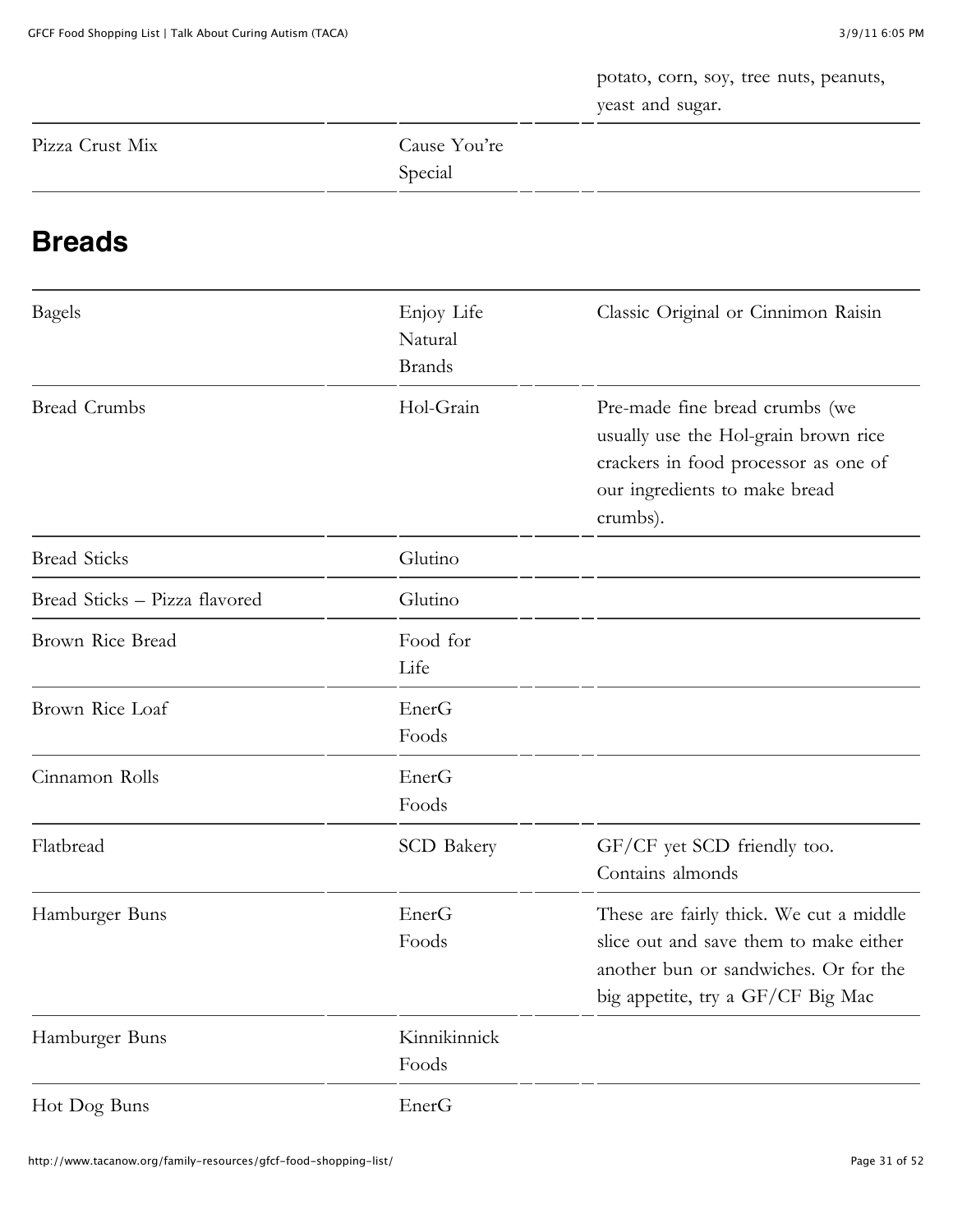| | | |
|---|---|---|
| | | potato, corn, soy, tree nuts, peanuts, yeast and sugar. |
| Pizza Crust Mix | Cause You're Special | |

## Breads

| | | |
|---|---|---|
| Bagels | Enjoy Life Natural Brands | Classic Original or Cinnimon Raisin |
| Bread Crumbs | Hol-Grain | Pre-made fine bread crumbs (we usually use the Hol-grain brown rice crackers in food processor as one of our ingredients to make bread crumbs). |
| Bread Sticks | Glutino | |
| Bread Sticks – Pizza flavored | Glutino | |
| Brown Rice Bread | Food for Life | |
| Brown Rice Loaf | EnerG Foods | |
| Cinnamon Rolls | EnerG Foods | |
| Flatbread | SCD Bakery | GF/CF yet SCD friendly too. Contains almonds |
| Hamburger Buns | EnerG Foods | These are fairly thick. We cut a middle slice out and save them to make either another bun or sandwiches. Or for the big appetite, try a GF/CF Big Mac |
| Hamburger Buns | Kinnikinnick Foods | |
| Hot Dog Buns | EnerG | |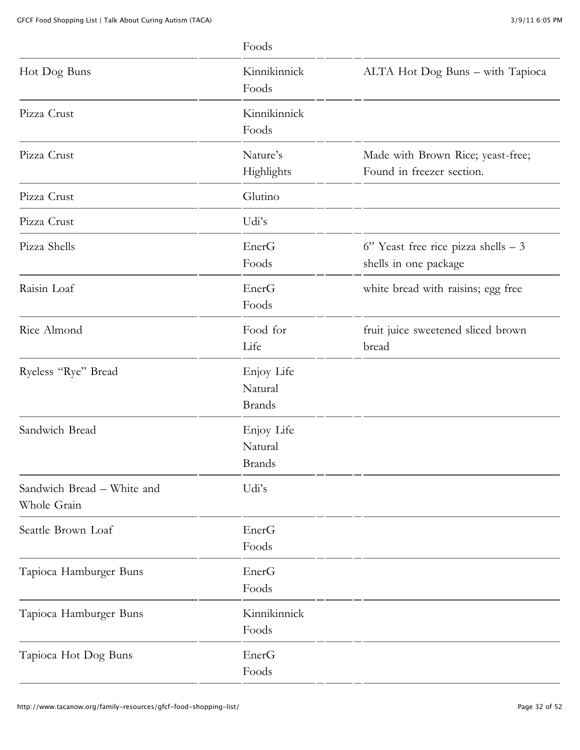| | Foods | | |
|---|---|---|---|
| Hot Dog Buns | Kinnikinnick Foods | | ALTA Hot Dog Buns – with Tapioca |
| Pizza Crust | Kinnikinnick Foods | | |
| Pizza Crust | Nature's Highlights | | Made with Brown Rice; yeast-free; Found in freezer section. |
| Pizza Crust | Glutino | | |
| Pizza Crust | Udi's | | |
| Pizza Shells | EnerG Foods | | 6" Yeast free rice pizza shells – 3 shells in one package |
| Raisin Loaf | EnerG Foods | | white bread with raisins; egg free |
| Rice Almond | Food for Life | | fruit juice sweetened sliced brown bread |
| Ryeless "Rye" Bread | Enjoy Life Natural Brands | | |
| Sandwich Bread | Enjoy Life Natural Brands | | |
| Sandwich Bread – White and Whole Grain | Udi's | | |
| Seattle Brown Loaf | EnerG Foods | | |
| Tapioca Hamburger Buns | EnerG Foods | | |
| Tapioca Hamburger Buns | Kinnikinnick Foods | | |
| Tapioca Hot Dog Buns | EnerG Foods | | |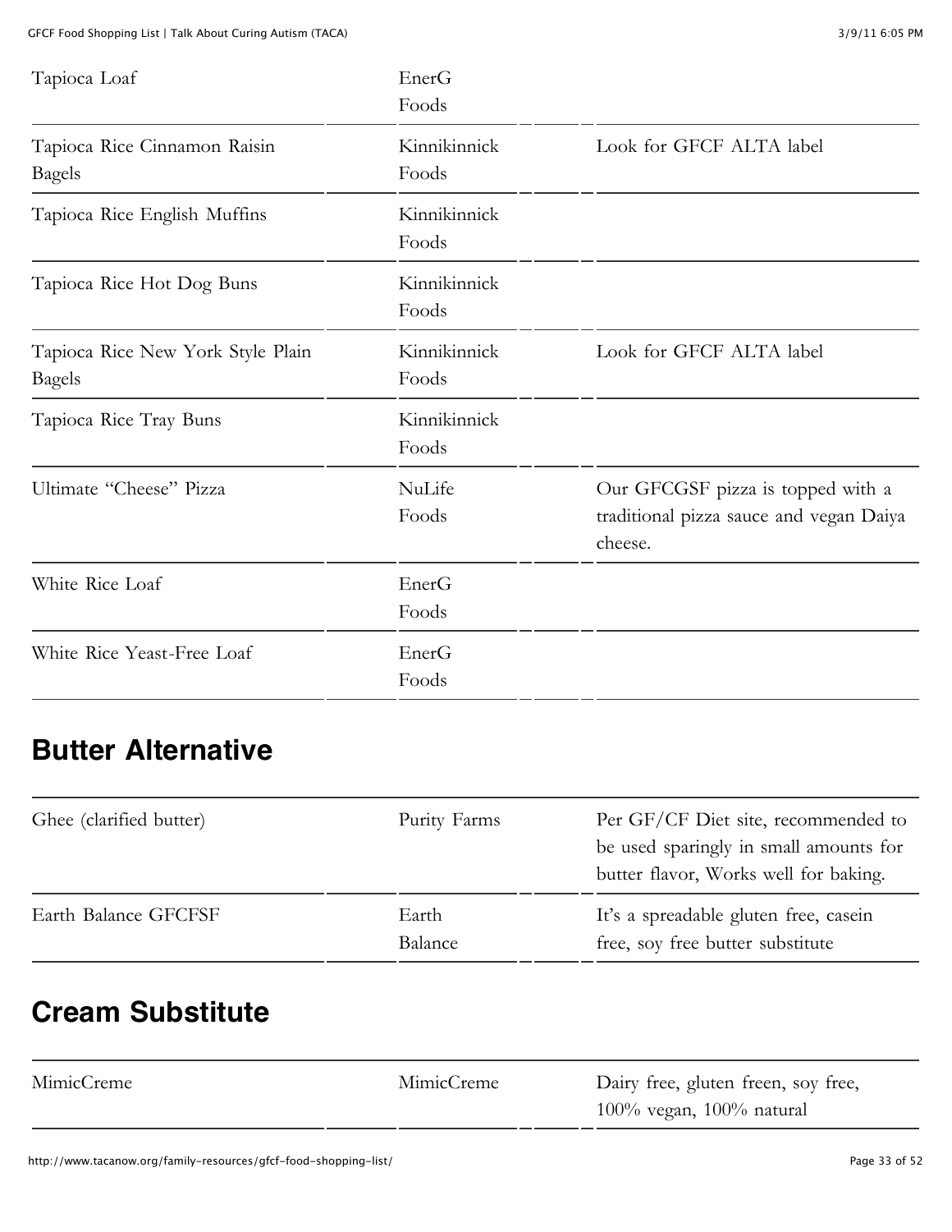| | | |
|---|---|---|
| Tapioca Loaf | EnerG Foods | |
| Tapioca Rice Cinnamon Raisin Bagels | Kinnikinnick Foods | Look for GFCF ALTA label |
| Tapioca Rice English Muffins | Kinnikinnick Foods | |
| Tapioca Rice Hot Dog Buns | Kinnikinnick Foods | |
| Tapioca Rice New York Style Plain Bagels | Kinnikinnick Foods | Look for GFCF ALTA label |
| Tapioca Rice Tray Buns | Kinnikinnick Foods | |
| Ultimate “Cheese” Pizza | NuLife Foods | Our GFCGSF pizza is topped with a traditional pizza sauce and vegan Daiya cheese. |
| White Rice Loaf | EnerG Foods | |
| White Rice Yeast-Free Loaf | EnerG Foods | |

## Butter Alternative

| | | |
|---|---|---|
| Ghee (clarified butter) | Purity Farms | Per GF/CF Diet site, recommended to be used sparingly in small amounts for butter flavor, Works well for baking. |
| Earth Balance GFCFSF | Earth Balance | It’s a spreadable gluten free, casein free, soy free butter substitute |

## Cream Substitute

| | | |
|---|---|---|
| MimicCreme | MimicCreme | Dairy free, gluten freen, soy free, 100% vegan, 100% natural |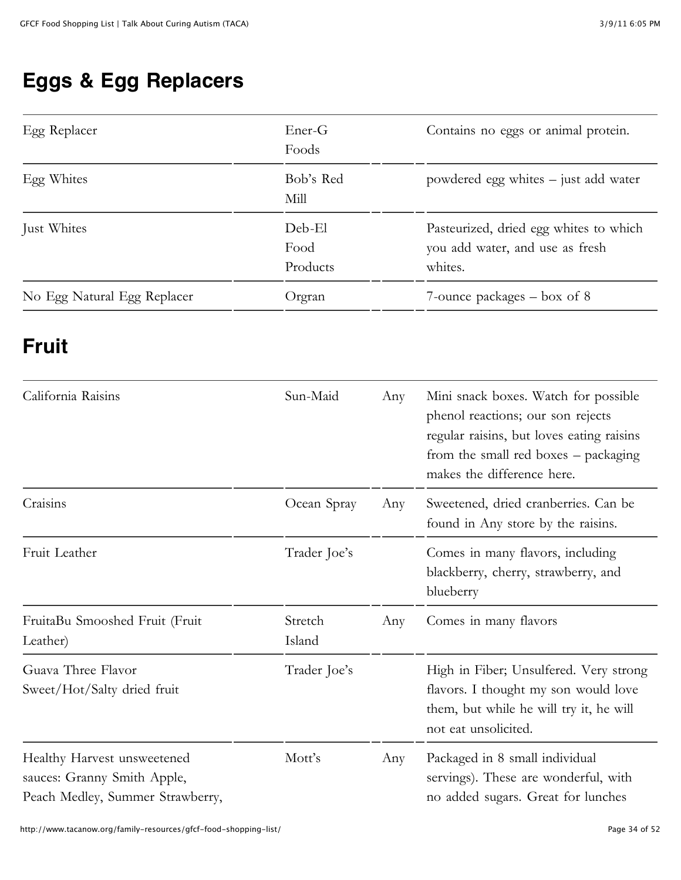## Eggs & Egg Replacers

| | | | |
|---|---|---|---|
| Egg Replacer | Ener-G Foods | | Contains no eggs or animal protein. |
| Egg Whites | Bob's Red Mill | | powdered egg whites – just add water |
| Just Whites | Deb-El Food Products | | Pasteurized, dried egg whites to which you add water, and use as fresh whites. |
| No Egg Natural Egg Replacer | Orgran | | 7-ounce packages – box of 8 |

## Fruit

| | | | |
|---|---|---|---|
| California Raisins | Sun-Maid | Any | Mini snack boxes. Watch for possible phenol reactions; our son rejects regular raisins, but loves eating raisins from the small red boxes – packaging makes the difference here. |
| Craisins | Ocean Spray | Any | Sweetened, dried cranberries. Can be found in Any store by the raisins. |
| Fruit Leather | Trader Joe's | | Comes in many flavors, including blackberry, cherry, strawberry, and blueberry |
| FruitaBu Smooshed Fruit (Fruit Leather) | Stretch Island | Any | Comes in many flavors |
| Guava Three Flavor Sweet/Hot/Salty dried fruit | Trader Joe's | | High in Fiber; Unsulfered. Very strong flavors. I thought my son would love them, but while he will try it, he will not eat unsolicited. |
| Healthy Harvest unsweetened sauces: Granny Smith Apple, Peach Medley, Summer Strawberry, | Mott's | Any | Packaged in 8 small individual servings). These are wonderful, with no added sugars. Great for lunches |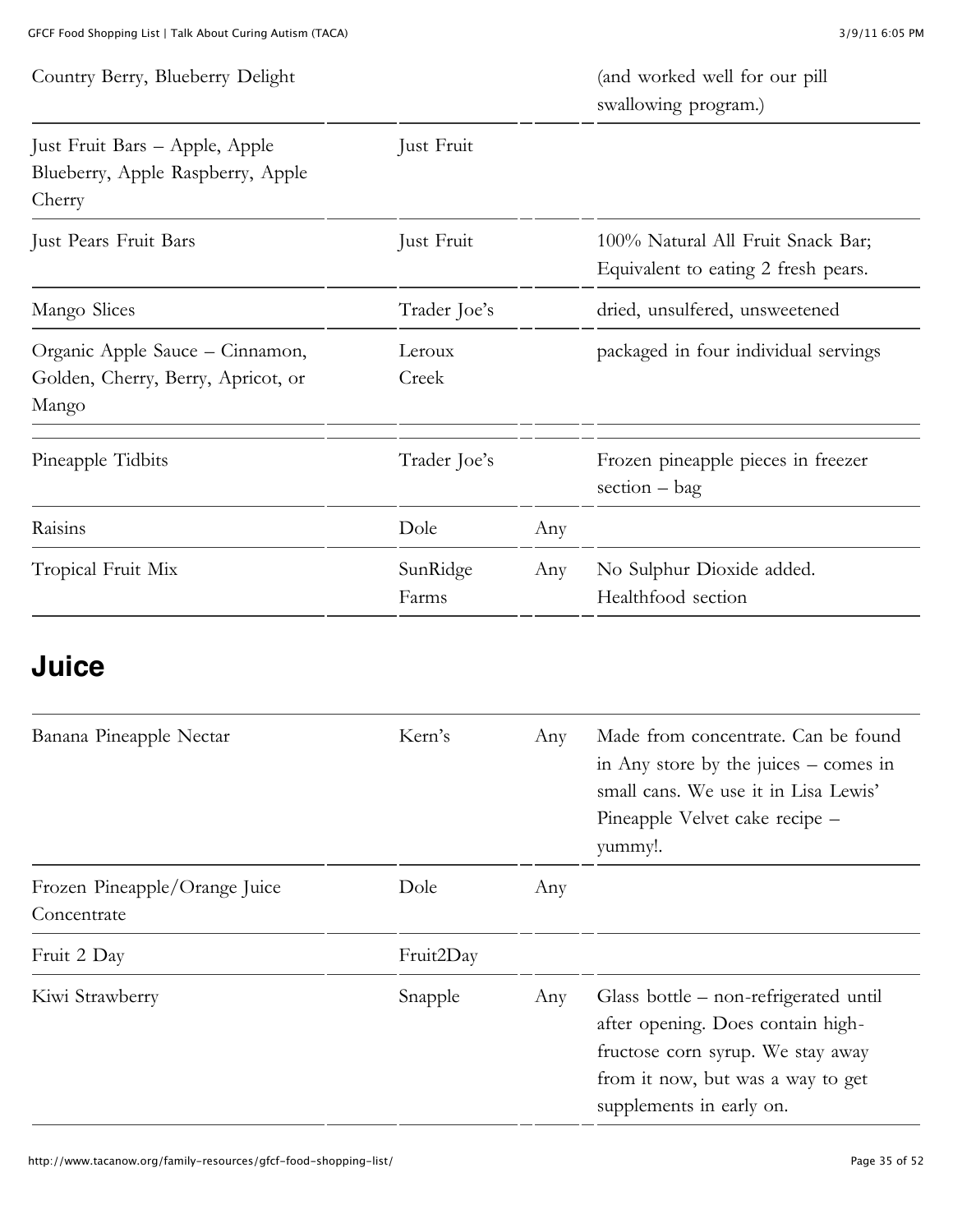| | | | |
|---|---|---|---|
| Country Berry, Blueberry Delight | | | (and worked well for our pill swallowing program.) |
| Just Fruit Bars – Apple, Apple Blueberry, Apple Raspberry, Apple Cherry | Just Fruit | | |
| Just Pears Fruit Bars | Just Fruit | | 100% Natural All Fruit Snack Bar; Equivalent to eating 2 fresh pears. |
| Mango Slices | Trader Joe's | | dried, unsulfered, unsweetened |
| Organic Apple Sauce – Cinnamon, Golden, Cherry, Berry, Apricot, or Mango | Leroux Creek | | packaged in four individual servings |
| | | | |
| Pineapple Tidbits | Trader Joe's | | Frozen pineapple pieces in freezer section – bag |
| Raisins | Dole | Any | |
| Tropical Fruit Mix | SunRidge Farms | Any | No Sulphur Dioxide added. Healthfood section |

## Juice

| | | | |
|---|---|---|---|
| Banana Pineapple Nectar | Kern's | Any | Made from concentrate. Can be found in Any store by the juices – comes in small cans. We use it in Lisa Lewis' Pineapple Velvet cake recipe – yummy!. |
| Frozen Pineapple/Orange Juice Concentrate | Dole | Any | |
| Fruit 2 Day | Fruit2Day | | |
| Kiwi Strawberry | Snapple | Any | Glass bottle – non-refrigerated until after opening. Does contain high-fructose corn syrup. We stay away from it now, but was a way to get supplements in early on. |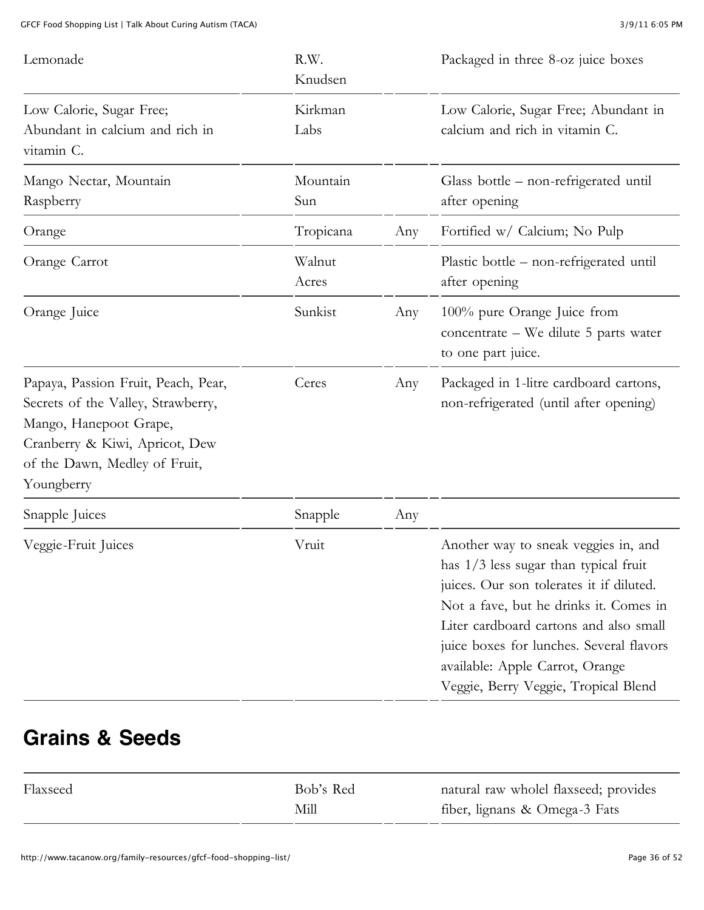| | | | |
|---|---|---|---|
| Lemonade | R.W. Knudsen | | Packaged in three 8-oz juice boxes |
| Low Calorie, Sugar Free; Abundant in calcium and rich in vitamin C. | Kirkman Labs | | Low Calorie, Sugar Free; Abundant in calcium and rich in vitamin C. |
| Mango Nectar, Mountain Raspberry | Mountain Sun | | Glass bottle – non-refrigerated until after opening |
| Orange | Tropicana | Any | Fortified w/ Calcium; No Pulp |
| Orange Carrot | Walnut Acres | | Plastic bottle – non-refrigerated until after opening |
| Orange Juice | Sunkist | Any | 100% pure Orange Juice from concentrate – We dilute 5 parts water to one part juice. |
| Papaya, Passion Fruit, Peach, Pear, Secrets of the Valley, Strawberry, Mango, Hanepoot Grape, Cranberry & Kiwi, Apricot, Dew of the Dawn, Medley of Fruit, Youngberry | Ceres | Any | Packaged in 1-litre cardboard cartons, non-refrigerated (until after opening) |
| Snapple Juices | Snapple | Any | |
| Veggie-Fruit Juices | Vruit | | Another way to sneak veggies in, and has 1/3 less sugar than typical fruit juices. Our son tolerates it if diluted. Not a fave, but he drinks it. Comes in Liter cardboard cartons and also small juice boxes for lunches. Several flavors available: Apple Carrot, Orange Veggie, Berry Veggie, Tropical Blend |

## Grains & Seeds

| | | | |
|---|---|---|---|
| Flaxseed | Bob's Red Mill | | natural raw wholel flaxseed; provides fiber, lignans & Omega-3 Fats |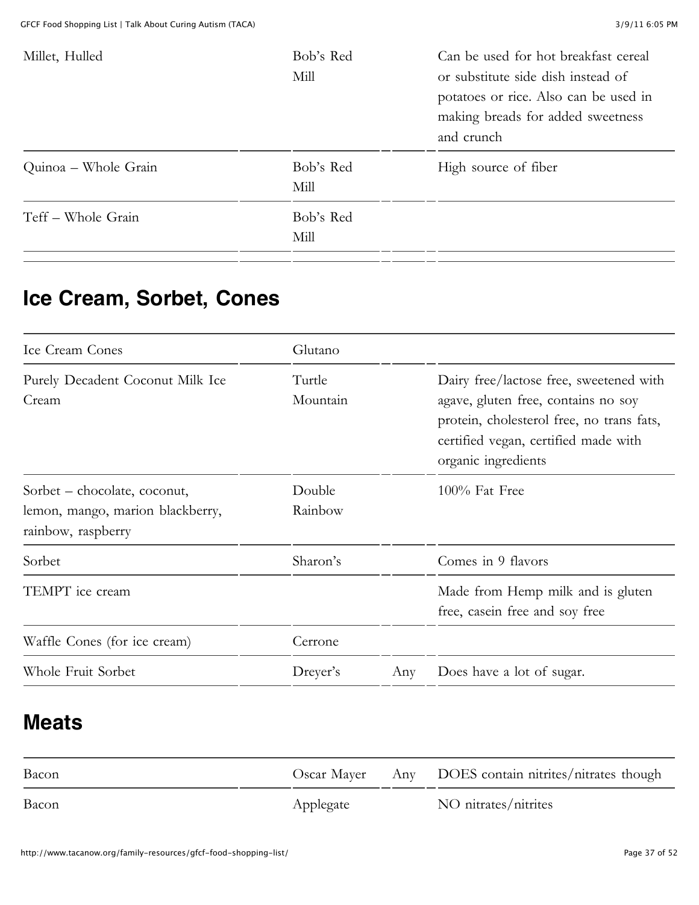| | | | |
|---|---|---|---|
| Millet, Hulled | Bob's Red Mill | | Can be used for hot breakfast cereal or substitute side dish instead of potatoes or rice. Also can be used in making breads for added sweetness and crunch |
| Quinoa – Whole Grain | Bob's Red Mill | | High source of fiber |
| Teff – Whole Grain | Bob's Red Mill | | |

## Ice Cream, Sorbet, Cones

| | | | |
|---|---|---|---|
| Ice Cream Cones | Glutano | | |
| Purely Decadent Coconut Milk Ice Cream | Turtle Mountain | | Dairy free/lactose free, sweetened with agave, gluten free, contains no soy protein, cholesterol free, no trans fats, certified vegan, certified made with organic ingredients |
| Sorbet – chocolate, coconut, lemon, mango, marion blackberry, rainbow, raspberry | Double Rainbow | | 100% Fat Free |
| Sorbet | Sharon's | | Comes in 9 flavors |
| TEMPT ice cream | | | Made from Hemp milk and is gluten free, casein free and soy free |
| Waffle Cones (for ice cream) | Cerrone | | |
| Whole Fruit Sorbet | Dreyer's | Any | Does have a lot of sugar. |

## Meats

| | | | |
|---|---|---|---|
| Bacon | Oscar Mayer | Any | DOES contain nitrites/nitrates though |
| Bacon | Applegate | | NO nitrates/nitrites |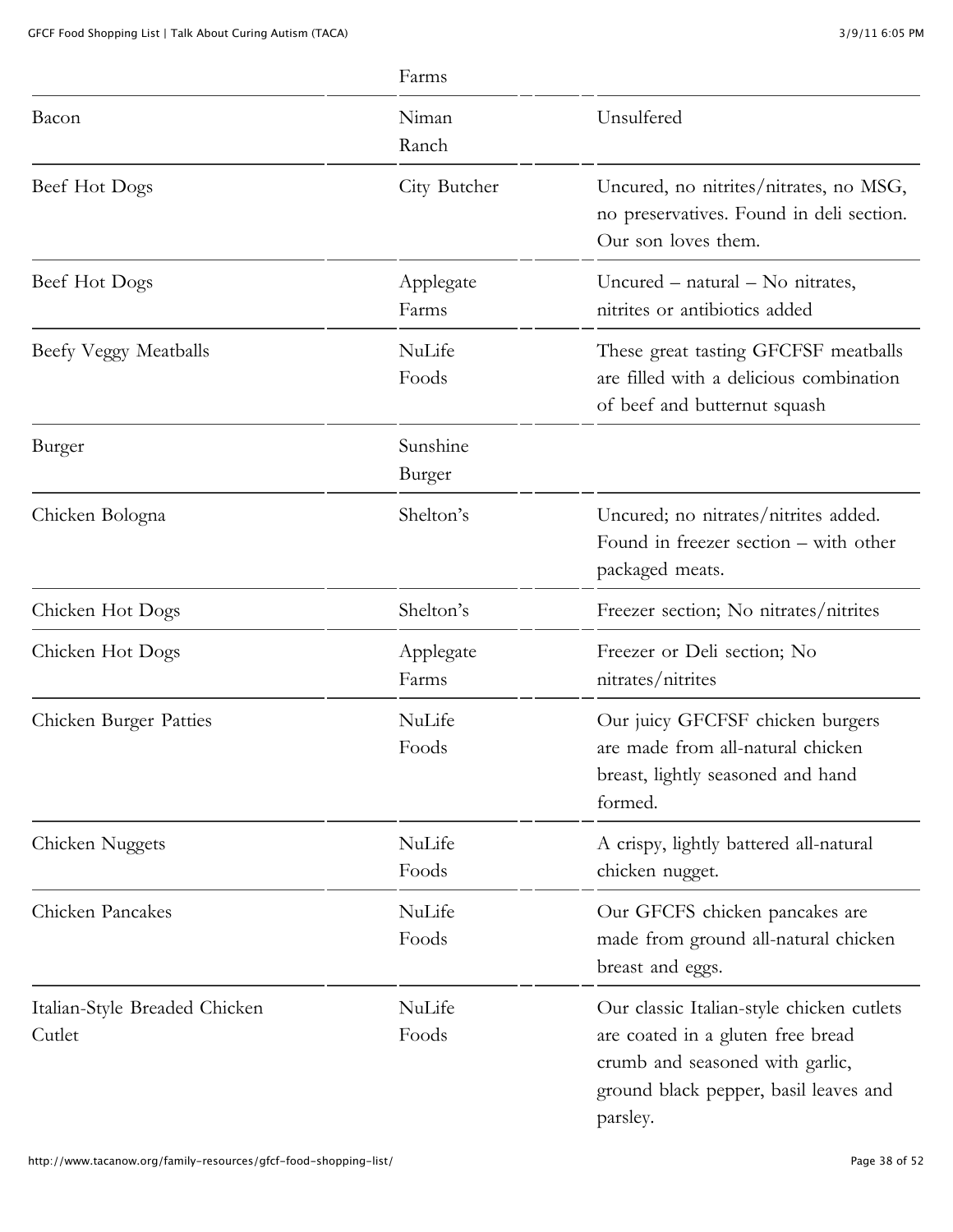| | Farms | |
|---|---|---|
| Bacon | Niman Ranch | Unsulfered |
| Beef Hot Dogs | City Butcher | Uncured, no nitrites/nitrates, no MSG, no preservatives. Found in deli section. Our son loves them. |
| Beef Hot Dogs | Applegate Farms | Uncured – natural – No nitrates, nitrites or antibiotics added |
| Beefy Veggy Meatballs | NuLife Foods | These great tasting GFCFSF meatballs are filled with a delicious combination of beef and butternut squash |
| Burger | Sunshine Burger | |
| Chicken Bologna | Shelton's | Uncured; no nitrates/nitrites added. Found in freezer section – with other packaged meats. |
| Chicken Hot Dogs | Shelton's | Freezer section; No nitrates/nitrites |
| Chicken Hot Dogs | Applegate Farms | Freezer or Deli section; No nitrates/nitrites |
| Chicken Burger Patties | NuLife Foods | Our juicy GFCFSF chicken burgers are made from all-natural chicken breast, lightly seasoned and hand formed. |
| Chicken Nuggets | NuLife Foods | A crispy, lightly battered all-natural chicken nugget. |
| Chicken Pancakes | NuLife Foods | Our GFCFS chicken pancakes are made from ground all-natural chicken breast and eggs. |
| Italian-Style Breaded Chicken Cutlet | NuLife Foods | Our classic Italian-style chicken cutlets are coated in a gluten free bread crumb and seasoned with garlic, ground black pepper, basil leaves and parsley. |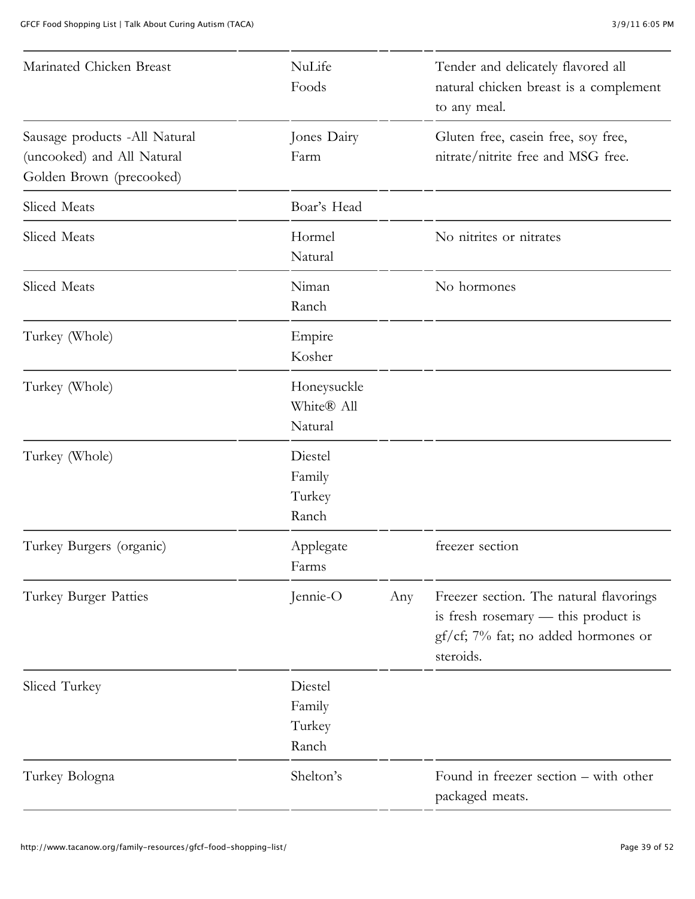| | | | |
|---|---|---|---|
| Marinated Chicken Breast | NuLife Foods | | Tender and delicately flavored all natural chicken breast is a complement to any meal. |
| Sausage products -All Natural (uncooked) and All Natural Golden Brown (precooked) | Jones Dairy Farm | | Gluten free, casein free, soy free, nitrate/nitrite free and MSG free. |
| Sliced Meats | Boar's Head | | |
| Sliced Meats | Hormel Natural | | No nitrites or nitrates |
| Sliced Meats | Niman Ranch | | No hormones |
| Turkey (Whole) | Empire Kosher | | |
| Turkey (Whole) | Honeysuckle White® All Natural | | |
| Turkey (Whole) | Diestel Family Turkey Ranch | | |
| Turkey Burgers (organic) | Applegate Farms | | freezer section |
| Turkey Burger Patties | Jennie-O | Any | Freezer section. The natural flavorings is fresh rosemary — this product is gf/cf; 7% fat; no added hormones or steroids. |
| Sliced Turkey | Diestel Family Turkey Ranch | | |
| Turkey Bologna | Shelton's | | Found in freezer section – with other packaged meats. |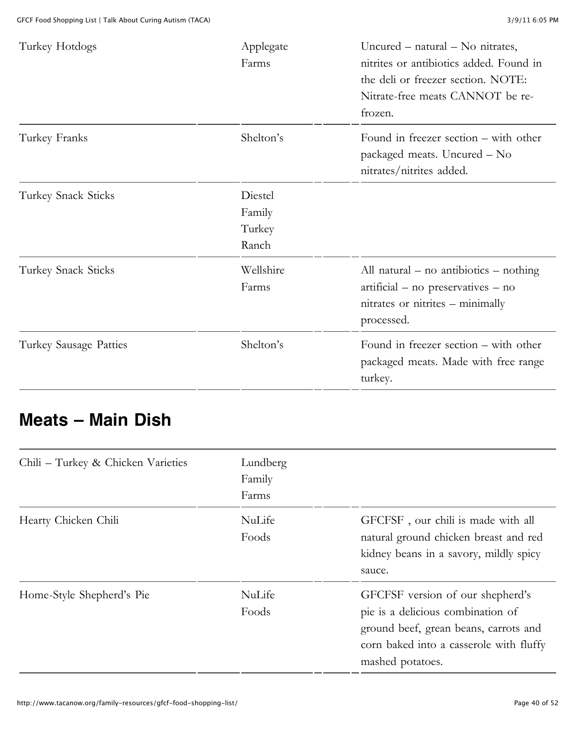| | | |
|---|---|---|
| Turkey Hotdogs | Applegate Farms | Uncured – natural – No nitrates, nitrites or antibiotics added. Found in the deli or freezer section. NOTE: Nitrate-free meats CANNOT be re-frozen. |
| Turkey Franks | Shelton's | Found in freezer section – with other packaged meats. Uncured – No nitrates/nitrites added. |
| Turkey Snack Sticks | Diestel Family Turkey Ranch | |
| Turkey Snack Sticks | Wellshire Farms | All natural – no antibiotics – nothing artificial – no preservatives – no nitrates or nitrites – minimally processed. |
| Turkey Sausage Patties | Shelton's | Found in freezer section – with other packaged meats. Made with free range turkey. |

## Meats – Main Dish

| | | |
|---|---|---|
| Chili – Turkey & Chicken Varieties | Lundberg Family Farms | |
| Hearty Chicken Chili | NuLife Foods | GFCFSF , our chili is made with all natural ground chicken breast and red kidney beans in a savory, mildly spicy sauce. |
| Home-Style Shepherd's Pie | NuLife Foods | GFCFSF version of our shepherd's pie is a delicious combination of ground beef, grean beans, carrots and corn baked into a casserole with fluffy mashed potatoes. |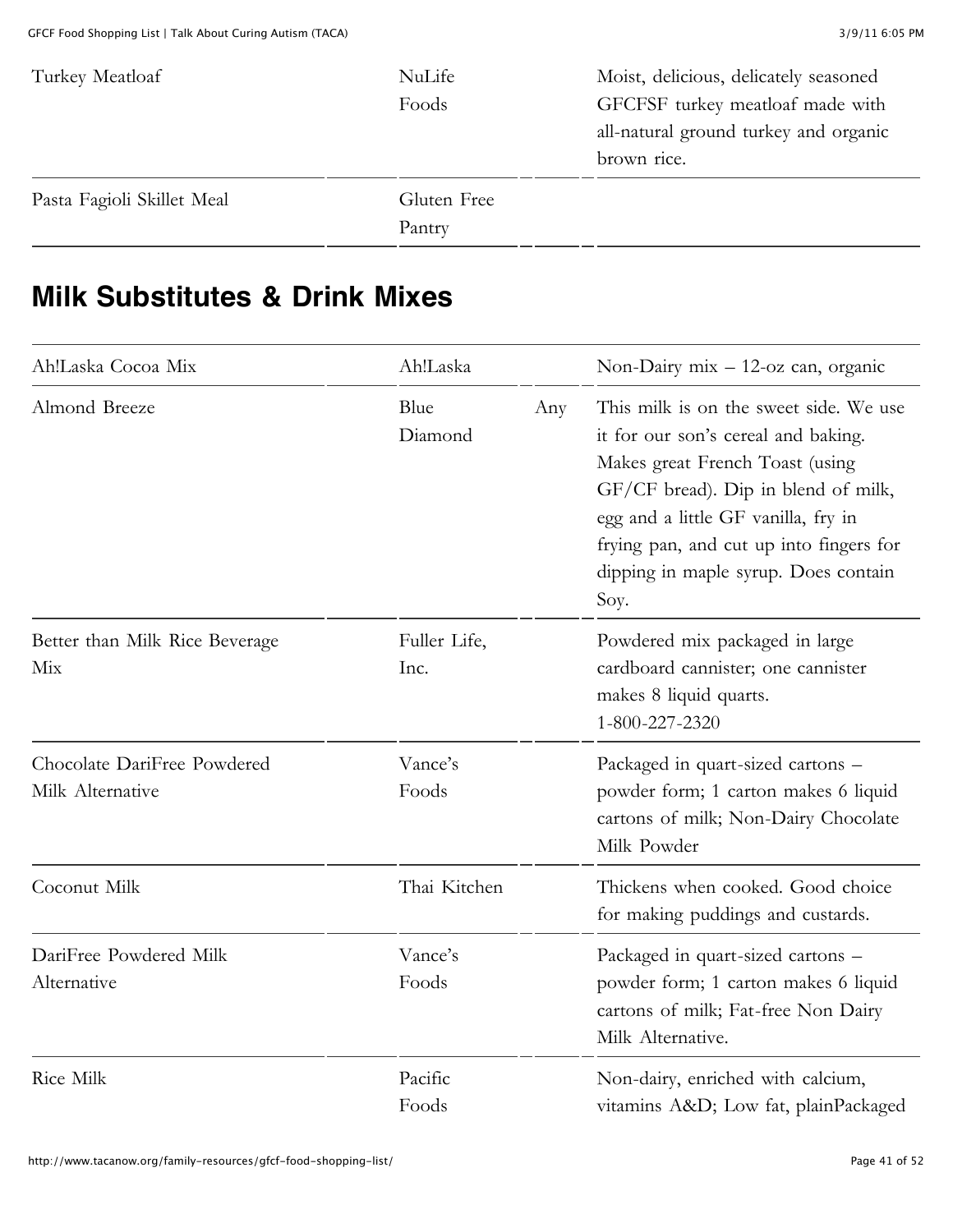| | | | |
|---|---|---|---|
| Turkey Meatloaf | NuLife Foods | | Moist, delicious, delicately seasoned GFCFSF turkey meatloaf made with all-natural ground turkey and organic brown rice. |
| Pasta Fagioli Skillet Meal | Gluten Free Pantry | | |

## Milk Substitutes & Drink Mixes

| | | | |
|---|---|---|---|
| Ah!Laska Cocoa Mix | Ah!Laska | | Non-Dairy mix – 12-oz can, organic |
| Almond Breeze | Blue Diamond | Any | This milk is on the sweet side. We use it for our son's cereal and baking. Makes great French Toast (using GF/CF bread). Dip in blend of milk, egg and a little GF vanilla, fry in frying pan, and cut up into fingers for dipping in maple syrup. Does contain Soy. |
| Better than Milk Rice Beverage Mix | Fuller Life, Inc. | | Powdered mix packaged in large cardboard cannister; one cannister makes 8 liquid quarts. 1-800-227-2320 |
| Chocolate DariFree Powdered Milk Alternative | Vance's Foods | | Packaged in quart-sized cartons – powder form; 1 carton makes 6 liquid cartons of milk; Non-Dairy Chocolate Milk Powder |
| Coconut Milk | Thai Kitchen | | Thickens when cooked. Good choice for making puddings and custards. |
| DariFree Powdered Milk Alternative | Vance's Foods | | Packaged in quart-sized cartons – powder form; 1 carton makes 6 liquid cartons of milk; Fat-free Non Dairy Milk Alternative. |
| Rice Milk | Pacific Foods | | Non-dairy, enriched with calcium, vitamins A&D; Low fat, plainPackaged |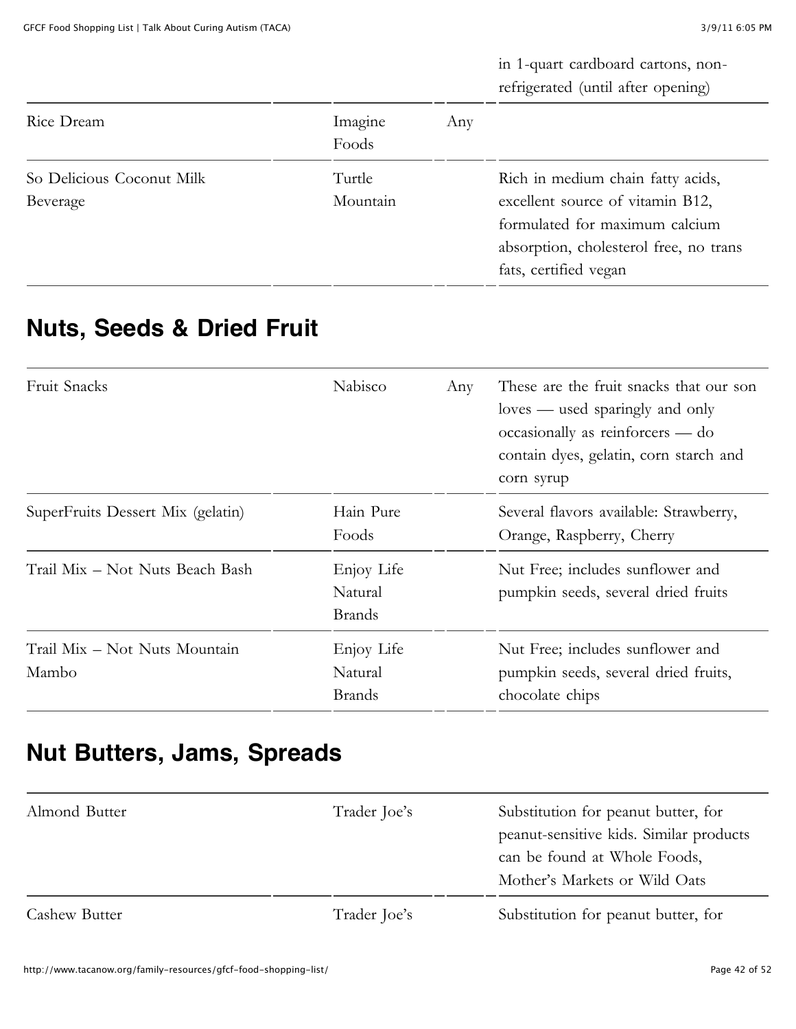| | | | |
|---|---|---|---|
| | | | in 1-quart cardboard cartons, non-refrigerated (until after opening) |
| Rice Dream | Imagine Foods | Any | |
| So Delicious Coconut Milk Beverage | Turtle Mountain | | Rich in medium chain fatty acids, excellent source of vitamin B12, formulated for maximum calcium absorption, cholesterol free, no trans fats, certified vegan |

## Nuts, Seeds & Dried Fruit

| | | | |
|---|---|---|---|
| Fruit Snacks | Nabisco | Any | These are the fruit snacks that our son loves — used sparingly and only occasionally as reinforcers — do contain dyes, gelatin, corn starch and corn syrup |
| SuperFruits Dessert Mix (gelatin) | Hain Pure Foods | | Several flavors available: Strawberry, Orange, Raspberry, Cherry |
| Trail Mix – Not Nuts Beach Bash | Enjoy Life Natural Brands | | Nut Free; includes sunflower and pumpkin seeds, several dried fruits |
| Trail Mix – Not Nuts Mountain Mambo | Enjoy Life Natural Brands | | Nut Free; includes sunflower and pumpkin seeds, several dried fruits, chocolate chips |

## Nut Butters, Jams, Spreads

| | | | |
|---|---|---|---|
| Almond Butter | Trader Joe's | | Substitution for peanut butter, for peanut-sensitive kids. Similar products can be found at Whole Foods, Mother's Markets or Wild Oats |
| Cashew Butter | Trader Joe's | | Substitution for peanut butter, for |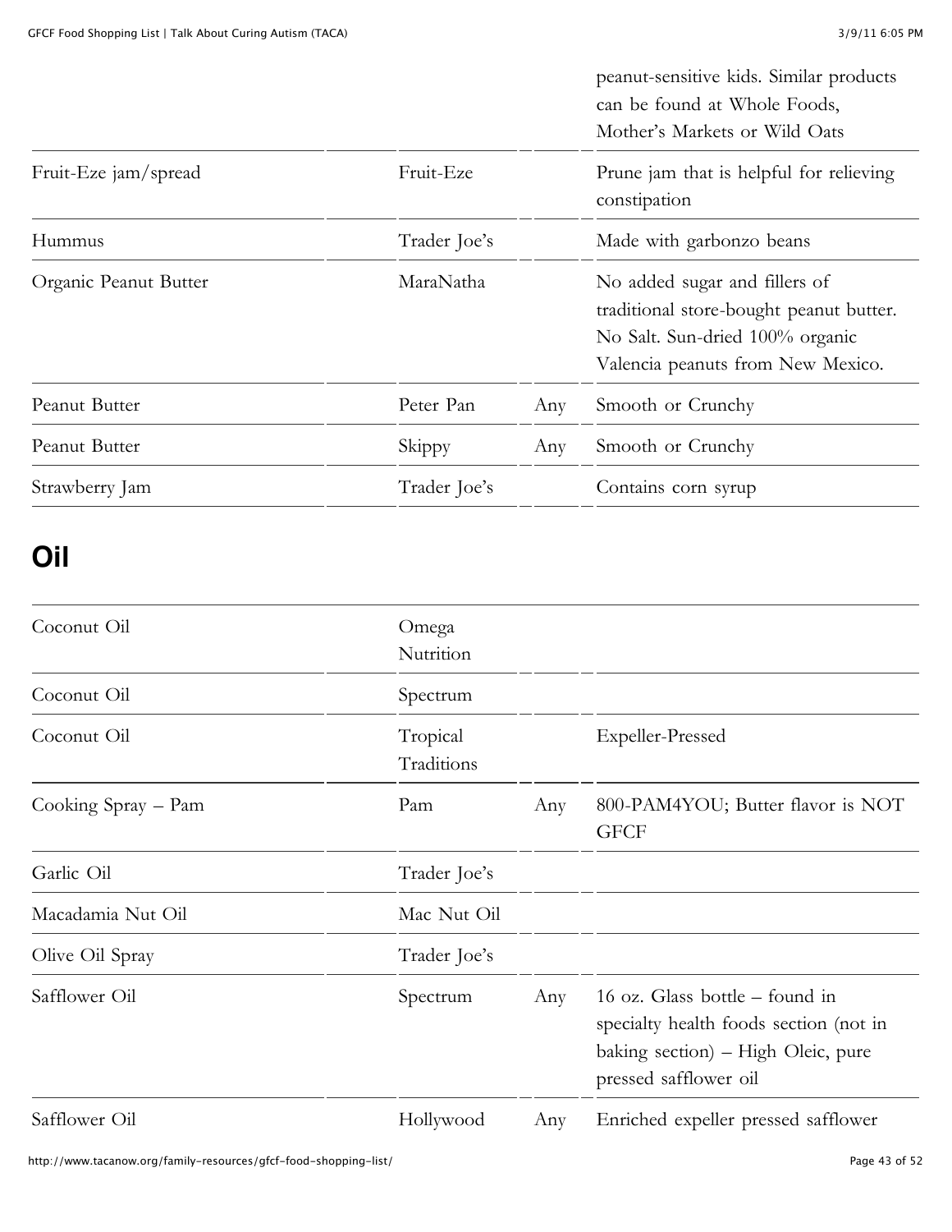| | | | |
|---|---|---|---|
| | | | peanut-sensitive kids. Similar products can be found at Whole Foods, Mother's Markets or Wild Oats |
| Fruit-Eze jam/spread | Fruit-Eze | | Prune jam that is helpful for relieving constipation |
| Hummus | Trader Joe's | | Made with garbonzo beans |
| Organic Peanut Butter | MaraNatha | | No added sugar and fillers of traditional store-bought peanut butter. No Salt. Sun-dried 100% organic Valencia peanuts from New Mexico. |
| Peanut Butter | Peter Pan | Any | Smooth or Crunchy |
| Peanut Butter | Skippy | Any | Smooth or Crunchy |
| Strawberry Jam | Trader Joe's | | Contains corn syrup |

## Oil

| | | | |
|---|---|---|---|
| Coconut Oil | Omega Nutrition | | |
| Coconut Oil | Spectrum | | |
| Coconut Oil | Tropical Traditions | | Expeller-Pressed |
| Cooking Spray – Pam | Pam | Any | 800-PAM4YOU; Butter flavor is NOT GFCF |
| Garlic Oil | Trader Joe's | | |
| Macadamia Nut Oil | Mac Nut Oil | | |
| Olive Oil Spray | Trader Joe's | | |
| Safflower Oil | Spectrum | Any | 16 oz. Glass bottle – found in specialty health foods section (not in baking section) – High Oleic, pure pressed safflower oil |
| Safflower Oil | Hollywood | Any | Enriched expeller pressed safflower |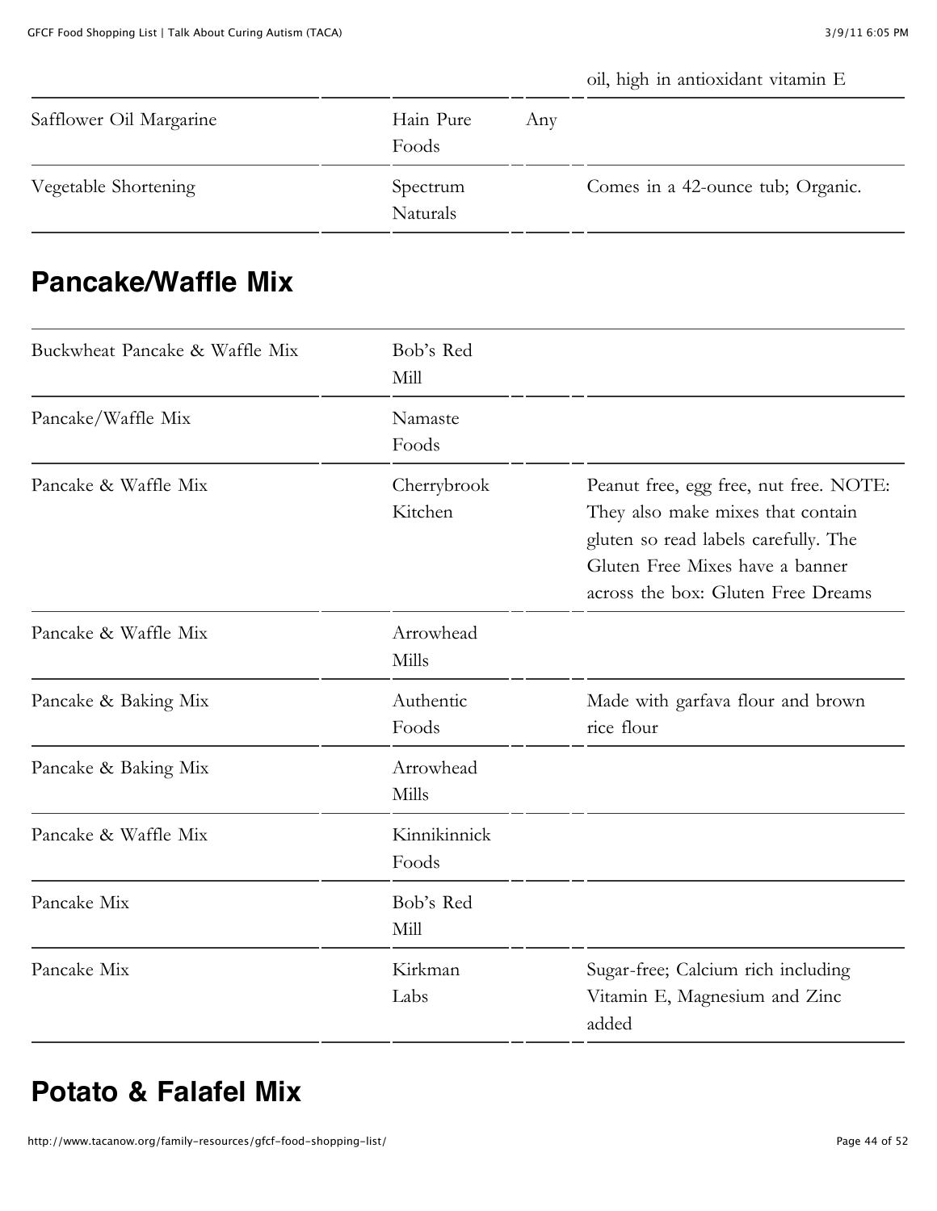| | | | |
|---|---|---|---|
| | | | oil, high in antioxidant vitamin E |
| Safflower Oil Margarine | Hain Pure Foods | Any | |
| Vegetable Shortening | Spectrum Naturals | | Comes in a 42-ounce tub; Organic. |

## Pancake/Waffle Mix

| | | | |
|---|---|---|---|
| Buckwheat Pancake & Waffle Mix | Bob's Red Mill | | |
| Pancake/Waffle Mix | Namaste Foods | | |
| Pancake & Waffle Mix | Cherrybrook Kitchen | | Peanut free, egg free, nut free. NOTE: They also make mixes that contain gluten so read labels carefully. The Gluten Free Mixes have a banner across the box: Gluten Free Dreams |
| Pancake & Waffle Mix | Arrowhead Mills | | |
| Pancake & Baking Mix | Authentic Foods | | Made with garfava flour and brown rice flour |
| Pancake & Baking Mix | Arrowhead Mills | | |
| Pancake & Waffle Mix | Kinnikinnick Foods | | |
| Pancake Mix | Bob's Red Mill | | |
| Pancake Mix | Kirkman Labs | | Sugar-free; Calcium rich including Vitamin E, Magnesium and Zinc added |

## Potato & Falafel Mix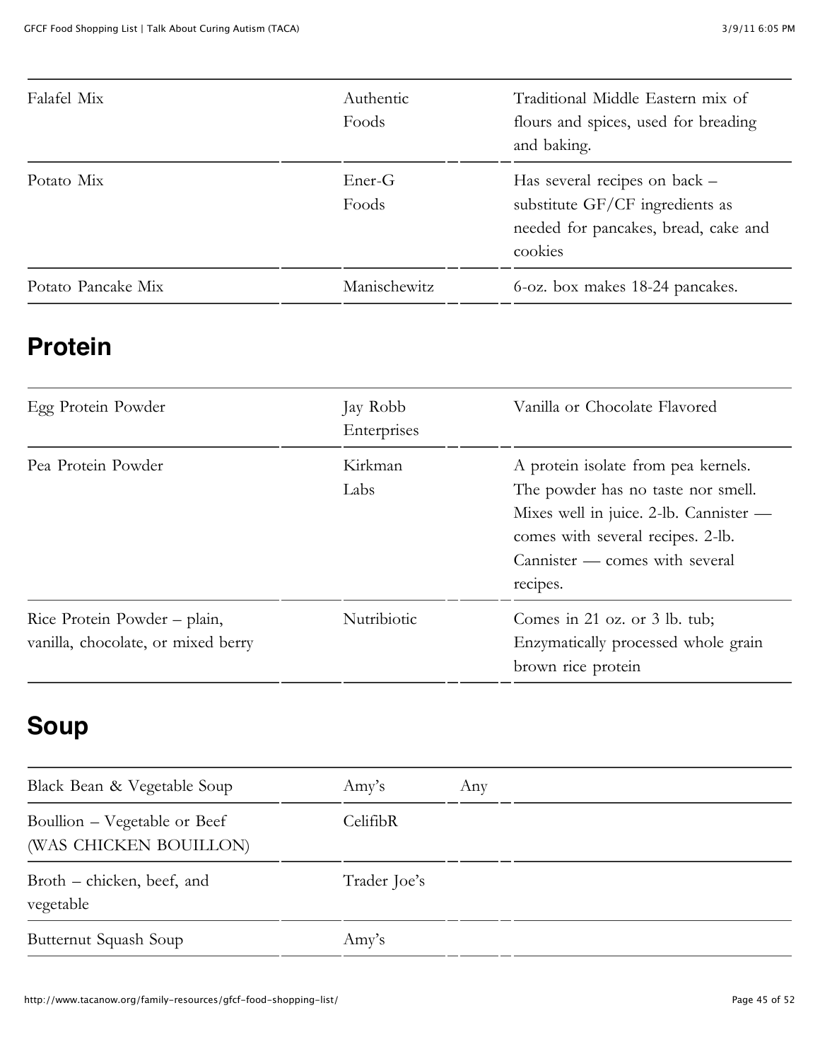| | | | |
|---|---|---|---|
| Falafel Mix | Authentic Foods | | Traditional Middle Eastern mix of flours and spices, used for breading and baking. |
| Potato Mix | Ener-G Foods | | Has several recipes on back – substitute GF/CF ingredients as needed for pancakes, bread, cake and cookies |
| Potato Pancake Mix | Manischewitz | | 6-oz. box makes 18-24 pancakes. |

## Protein

| | | | |
|---|---|---|---|
| Egg Protein Powder | Jay Robb Enterprises | | Vanilla or Chocolate Flavored |
| Pea Protein Powder | Kirkman Labs | | A protein isolate from pea kernels. The powder has no taste nor smell. Mixes well in juice. 2-lb. Cannister — comes with several recipes. 2-lb. Cannister — comes with several recipes. |
| Rice Protein Powder – plain, vanilla, chocolate, or mixed berry | Nutribiotic | | Comes in 21 oz. or 3 lb. tub; Enzymatically processed whole grain brown rice protein |

## Soup

| | | | |
|---|---|---|---|
| Black Bean & Vegetable Soup | Amy's | Any | |
| Boullion – Vegetable or Beef (WAS CHICKEN BOUILLON) | CelifibR | | |
| Broth – chicken, beef, and vegetable | Trader Joe's | | |
| Butternut Squash Soup | Amy's | | |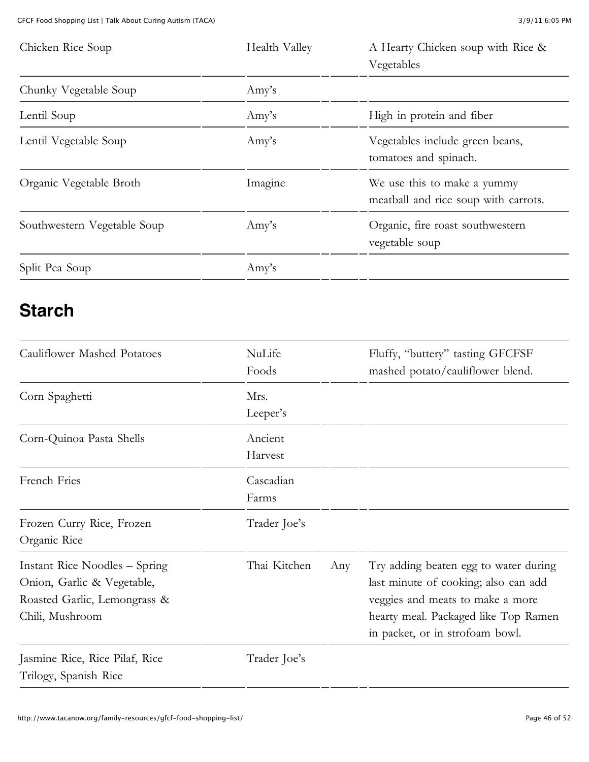| | | | |
|---|---|---|---|
| Chicken Rice Soup | Health Valley | | A Hearty Chicken soup with Rice & Vegetables |
| Chunky Vegetable Soup | Amy's | | |
| Lentil Soup | Amy's | | High in protein and fiber |
| Lentil Vegetable Soup | Amy's | | Vegetables include green beans, tomatoes and spinach. |
| Organic Vegetable Broth | Imagine | | We use this to make a yummy meatball and rice soup with carrots. |
| Southwestern Vegetable Soup | Amy's | | Organic, fire roast southwestern vegetable soup |
| Split Pea Soup | Amy's | | |

## Starch

| | | | |
|---|---|---|---|
| Cauliflower Mashed Potatoes | NuLife Foods | | Fluffy, "buttery" tasting GFCFSF mashed potato/cauliflower blend. |
| Corn Spaghetti | Mrs. Leeper's | | |
| Corn-Quinoa Pasta Shells | Ancient Harvest | | |
| French Fries | Cascadian Farms | | |
| Frozen Curry Rice, Frozen Organic Rice | Trader Joe's | | |
| Instant Rice Noodles – Spring Onion, Garlic & Vegetable, Roasted Garlic, Lemongrass & Chili, Mushroom | Thai Kitchen | Any | Try adding beaten egg to water during last minute of cooking; also can add veggies and meats to make a more hearty meal. Packaged like Top Ramen in packet, or in strofoam bowl. |
| Jasmine Rice, Rice Pilaf, Rice Trilogy, Spanish Rice | Trader Joe's | | |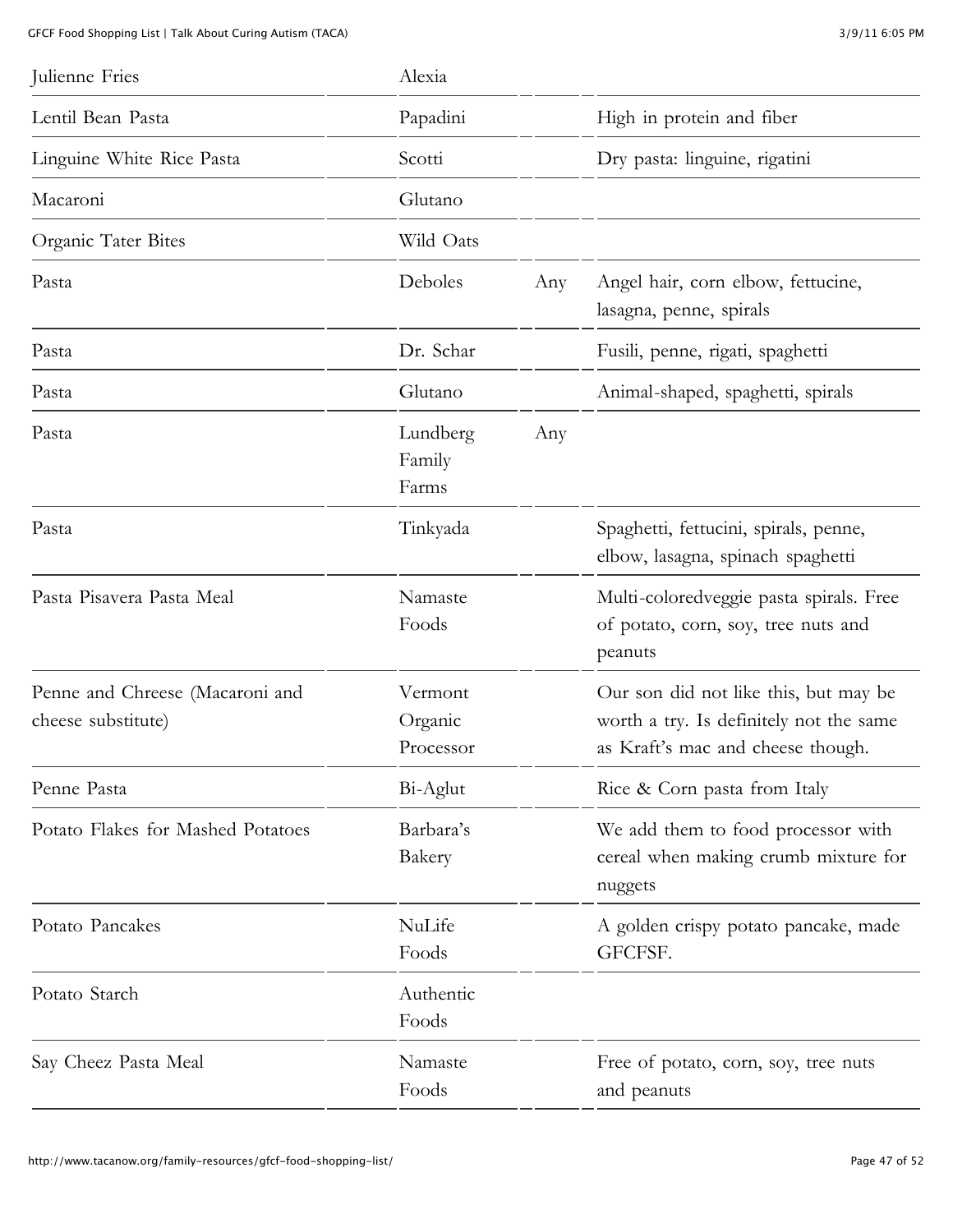| | | | |
|---|---|---|---|
| Julienne Fries | Alexia | | |
| Lentil Bean Pasta | Papadini | | High in protein and fiber |
| Linguine White Rice Pasta | Scotti | | Dry pasta: linguine, rigatini |
| Macaroni | Glutano | | |
| Organic Tater Bites | Wild Oats | | |
| Pasta | Deboles | Any | Angel hair, corn elbow, fettucine, lasagna, penne, spirals |
| Pasta | Dr. Schar | | Fusili, penne, rigati, spaghetti |
| Pasta | Glutano | | Animal-shaped, spaghetti, spirals |
| Pasta | Lundberg Family Farms | Any | |
| Pasta | Tinkyada | | Spaghetti, fettucini, spirals, penne, elbow, lasagna, spinach spaghetti |
| Pasta Pisavera Pasta Meal | Namaste Foods | | Multi-coloredveggie pasta spirals. Free of potato, corn, soy, tree nuts and peanuts |
| Penne and Chreese (Macaroni and cheese substitute) | Vermont Organic Processor | | Our son did not like this, but may be worth a try. Is definitely not the same as Kraft's mac and cheese though. |
| Penne Pasta | Bi-Aglut | | Rice & Corn pasta from Italy |
| Potato Flakes for Mashed Potatoes | Barbara's Bakery | | We add them to food processor with cereal when making crumb mixture for nuggets |
| Potato Pancakes | NuLife Foods | | A golden crispy potato pancake, made GFCFSF. |
| Potato Starch | Authentic Foods | | |
| Say Cheez Pasta Meal | Namaste Foods | | Free of potato, corn, soy, tree nuts and peanuts |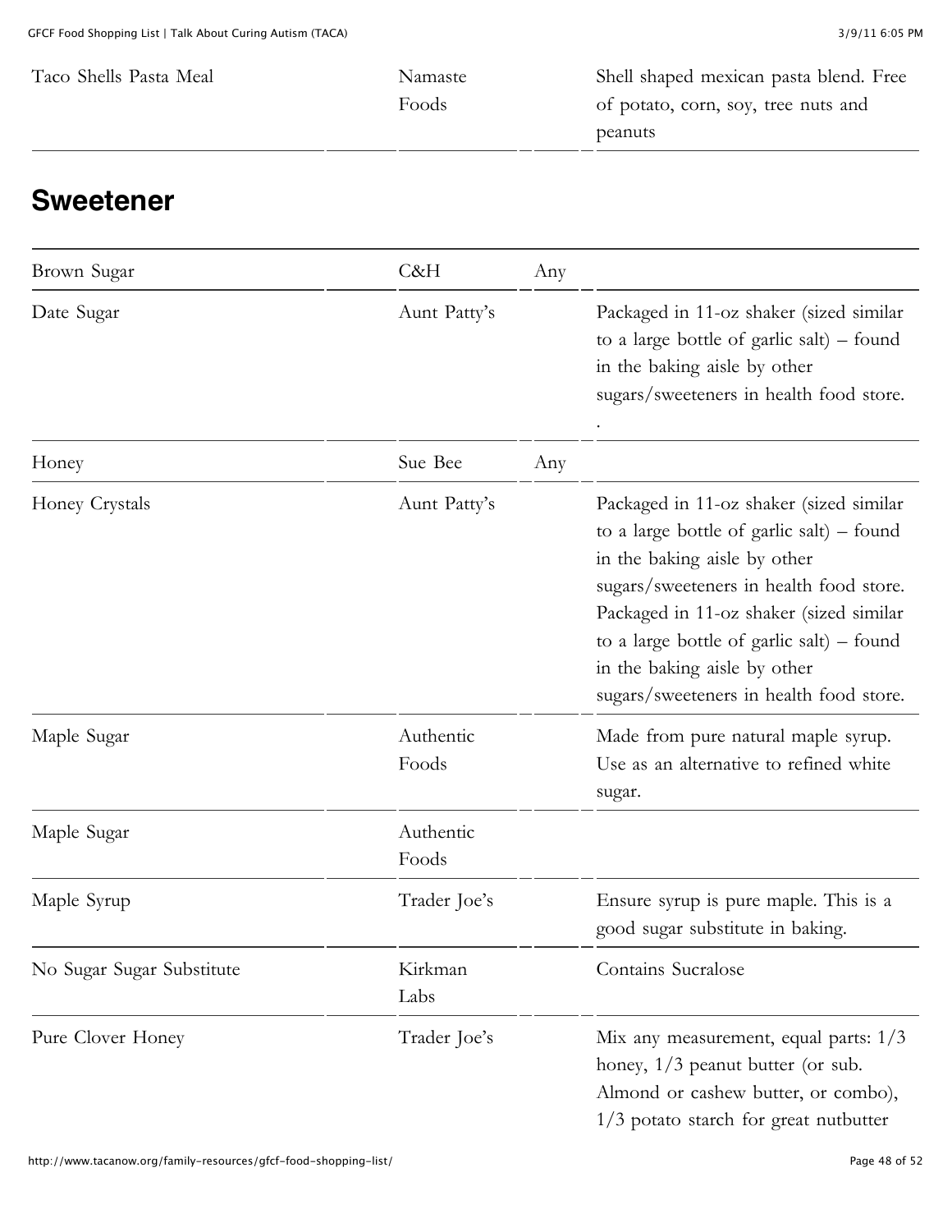| | | | |
|---|---|---|---|
| Taco Shells Pasta Meal | Namaste Foods | | Shell shaped mexican pasta blend. Free of potato, corn, soy, tree nuts and peanuts |

## Sweetener

| | | | |
|---|---|---|---|
| Brown Sugar | C&H | Any | |
| Date Sugar | Aunt Patty's | | Packaged in 11-oz shaker (sized similar to a large bottle of garlic salt) – found in the baking aisle by other sugars/sweeteners in health food store. . |
| Honey | Sue Bee | Any | |
| Honey Crystals | Aunt Patty's | | Packaged in 11-oz shaker (sized similar to a large bottle of garlic salt) – found in the baking aisle by other sugars/sweeteners in health food store. Packaged in 11-oz shaker (sized similar to a large bottle of garlic salt) – found in the baking aisle by other sugars/sweeteners in health food store. |
| Maple Sugar | Authentic Foods | | Made from pure natural maple syrup. Use as an alternative to refined white sugar. |
| Maple Sugar | Authentic Foods | | |
| Maple Syrup | Trader Joe's | | Ensure syrup is pure maple. This is a good sugar substitute in baking. |
| No Sugar Sugar Substitute | Kirkman Labs | | Contains Sucralose |
| Pure Clover Honey | Trader Joe's | | Mix any measurement, equal parts: 1/3 honey, 1/3 peanut butter (or sub. Almond or cashew butter, or combo), 1/3 potato starch for great nutbutter |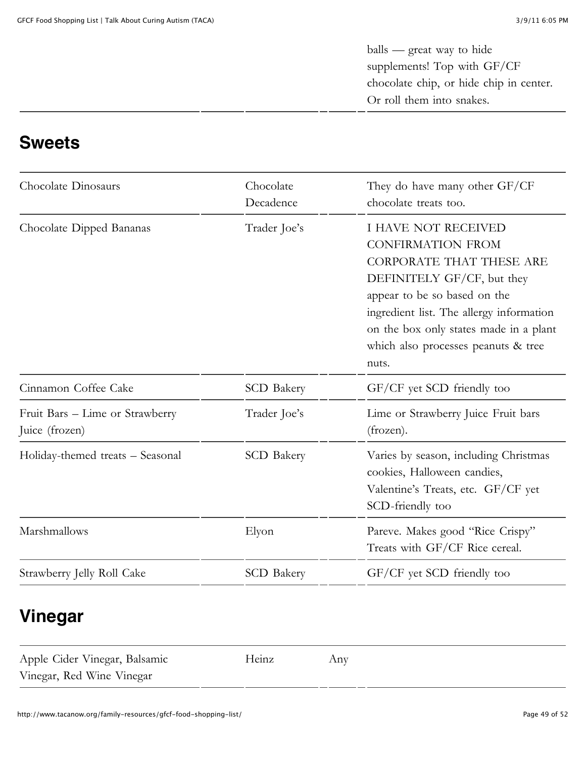| | | | |
|---|---|---|---|
| | | | balls — great way to hide supplements! Top with GF/CF chocolate chip, or hide chip in center. Or roll them into snakes. |

## Sweets

| | | | |
|---|---|---|---|
| Chocolate Dinosaurs | Chocolate Decadence | | They do have many other GF/CF chocolate treats too. |
| Chocolate Dipped Bananas | Trader Joe's | | I HAVE NOT RECEIVED CONFIRMATION FROM CORPORATE THAT THESE ARE DEFINITELY GF/CF, but they appear to be so based on the ingredient list. The allergy information on the box only states made in a plant which also processes peanuts & tree nuts. |
| Cinnamon Coffee Cake | SCD Bakery | | GF/CF yet SCD friendly too |
| Fruit Bars – Lime or Strawberry Juice (frozen) | Trader Joe's | | Lime or Strawberry Juice Fruit bars (frozen). |
| Holiday-themed treats – Seasonal | SCD Bakery | | Varies by season, including Christmas cookies, Halloween candies, Valentine's Treats, etc. GF/CF yet SCD-friendly too |
| Marshmallows | Elyon | | Pareve. Makes good "Rice Crispy" Treats with GF/CF Rice cereal. |
| Strawberry Jelly Roll Cake | SCD Bakery | | GF/CF yet SCD friendly too |

## Vinegar

| | | | |
|---|---|---|---|
| Apple Cider Vinegar, Balsamic Vinegar, Red Wine Vinegar | Heinz | Any | |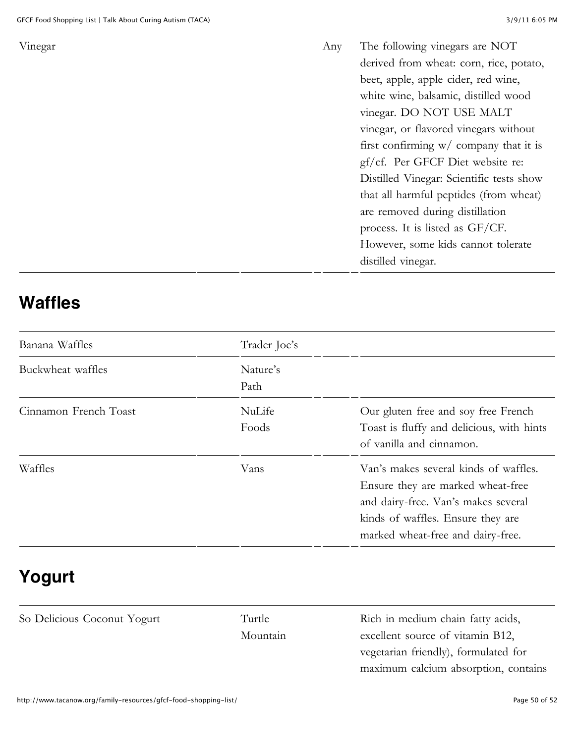| | | | |
|---|---|---|---|
| Vinegar | | Any | The following vinegars are NOT derived from wheat: corn, rice, potato, beet, apple, apple cider, red wine, white wine, balsamic, distilled wood vinegar. DO NOT USE MALT vinegar, or flavored vinegars without first confirming w/ company that it is gf/cf. Per GFCF Diet website re: Distilled Vinegar: Scientific tests show that all harmful peptides (from wheat) are removed during distillation process. It is listed as GF/CF. However, some kids cannot tolerate distilled vinegar. |

## Waffles

| | | | |
|---|---|---|---|
| Banana Waffles | Trader Joe's | | |
| Buckwheat waffles | Nature's Path | | |
| Cinnamon French Toast | NuLife Foods | | Our gluten free and soy free French Toast is fluffy and delicious, with hints of vanilla and cinnamon. |
| Waffles | Vans | | Van's makes several kinds of waffles. Ensure they are marked wheat-free and dairy-free. Van's makes several kinds of waffles. Ensure they are marked wheat-free and dairy-free. |

## Yogurt

| | | |
|---|---|---|
| So Delicious Coconut Yogurt | Turtle Mountain | Rich in medium chain fatty acids, excellent source of vitamin B12, vegetarian friendly), formulated for maximum calcium absorption, contains |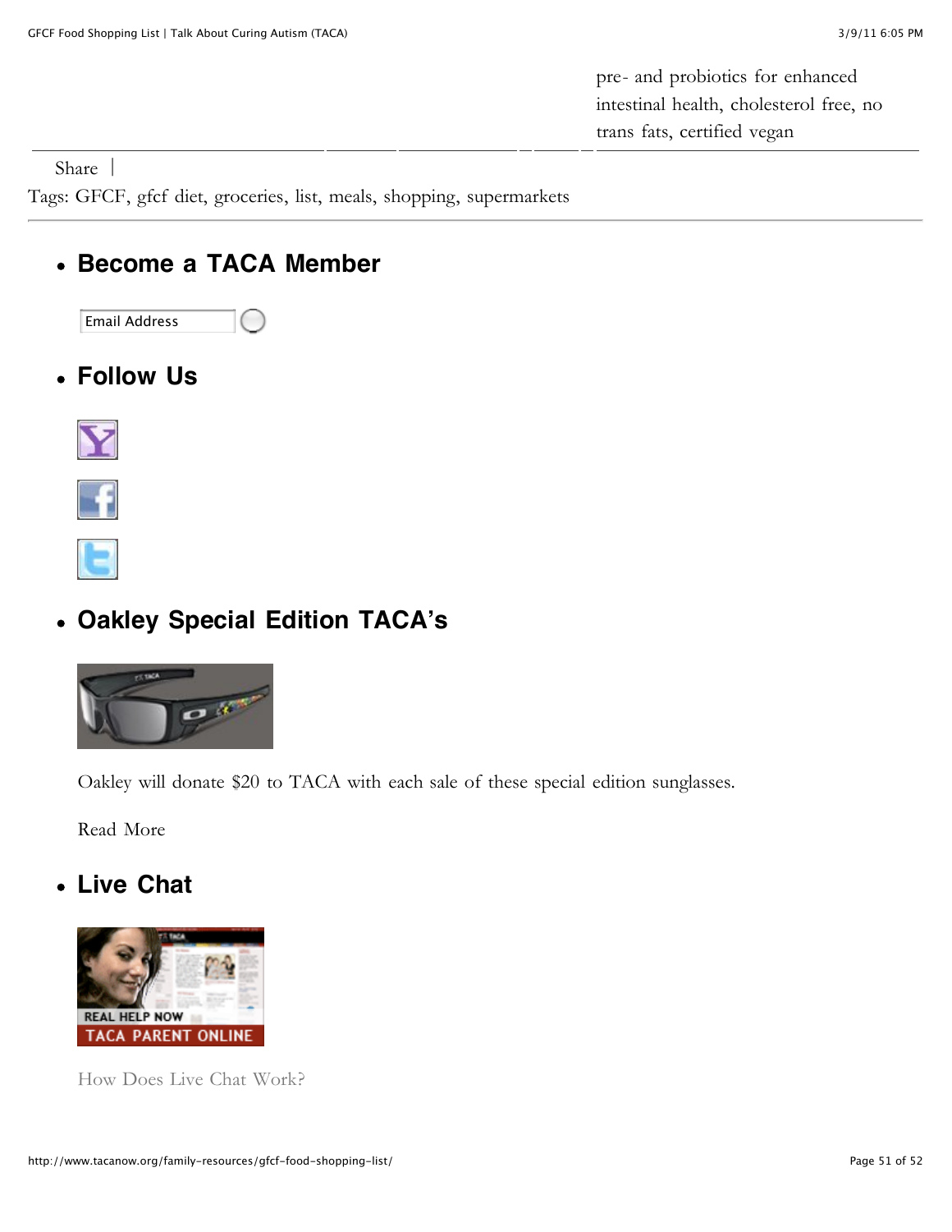pre- and probiotics for enhanced intestinal health, cholesterol free, no trans fats, certified vegan

Share |

Tags: GFCF, gfcf diet, groceries, list, meals, shopping, supermarkets

- **Become a TACA Member**

  Email Address

- **Follow Us**

- **Oakley Special Edition TACA's**

  Oakley will donate $20 to TACA with each sale of these special edition sunglasses.

  Read More

- **Live Chat**

  REAL HELP NOW
  TACA PARENT ONLINE

  How Does Live Chat Work?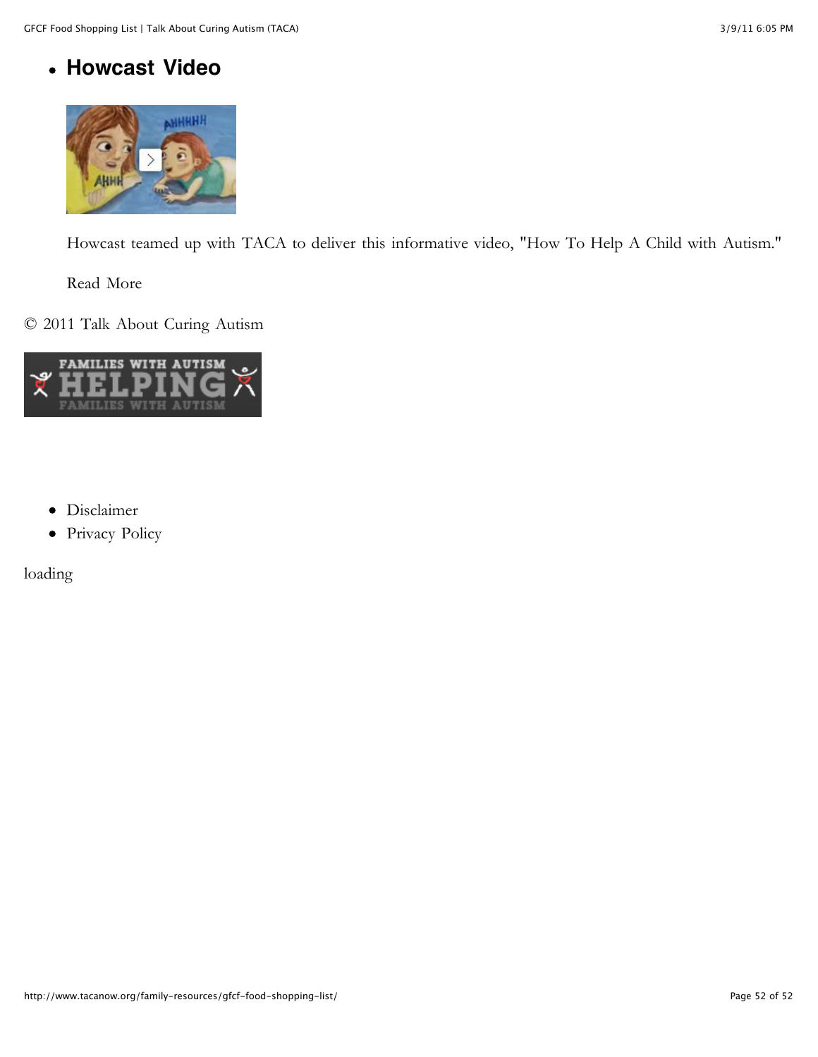- **Howcast Video**

  Howcast teamed up with TACA to deliver this informative video, "How To Help A Child with Autism."

  Read More

© 2011 Talk About Curing Autism

- Disclaimer
- Privacy Policy

loading